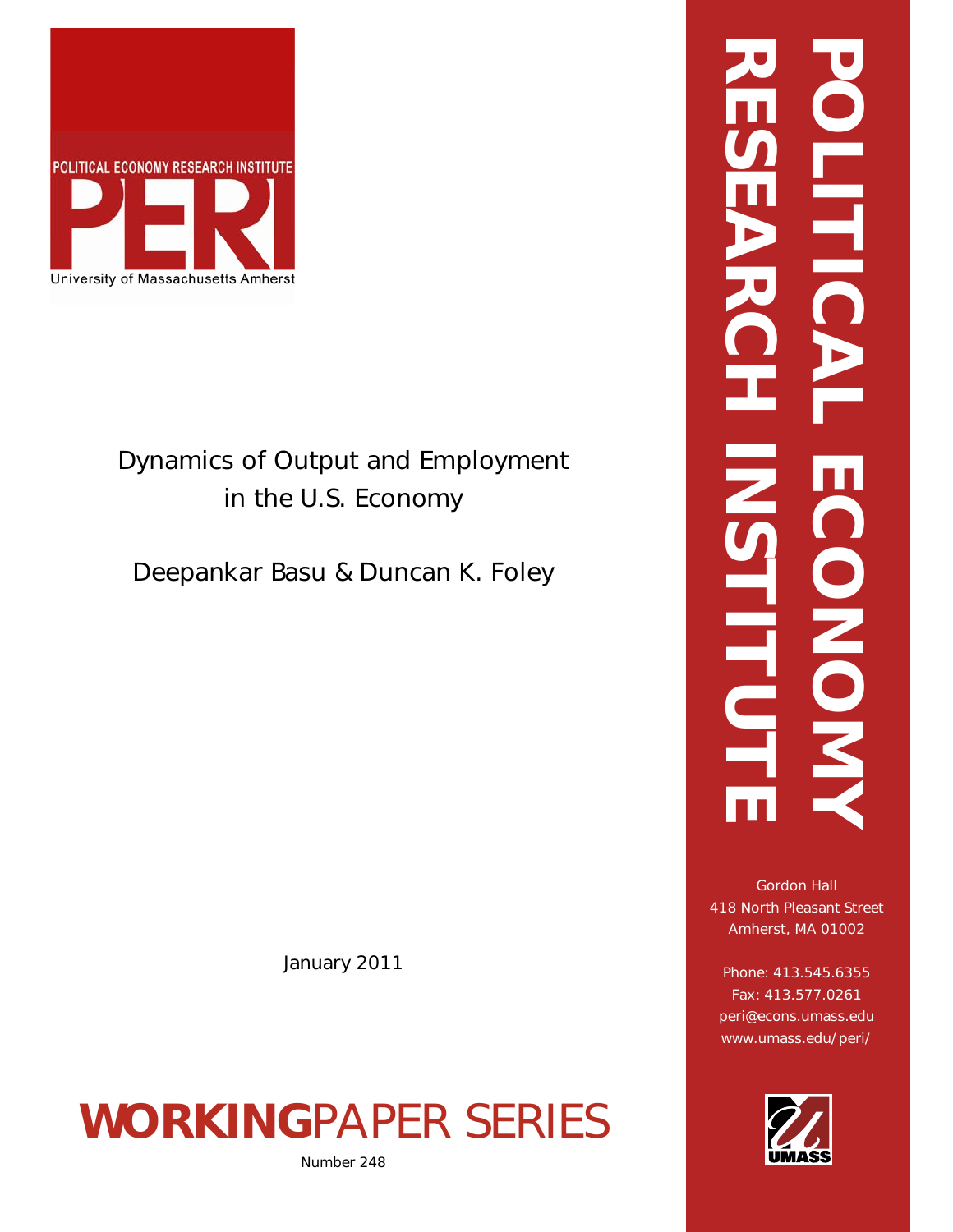POLITICAL ECONOMY RESEARCH INSTITUTE

PERI

University of Massachusetts Amherst

# Dynamics of Output and Employment in the U.S. Economy

Deepankar Basu & Duncan K. Foley

January 2011

**WORKING**PAPER SERIES

Number 248

POLITICAL ECONOMY RESEARCH INSTITUTE

Gordon Hall
418 North Pleasant Street
Amherst, MA 01002

Phone: 413.545.6355
Fax: 413.577.0261
peri@econs.umass.edu
www.umass.edu/peri/

UMASS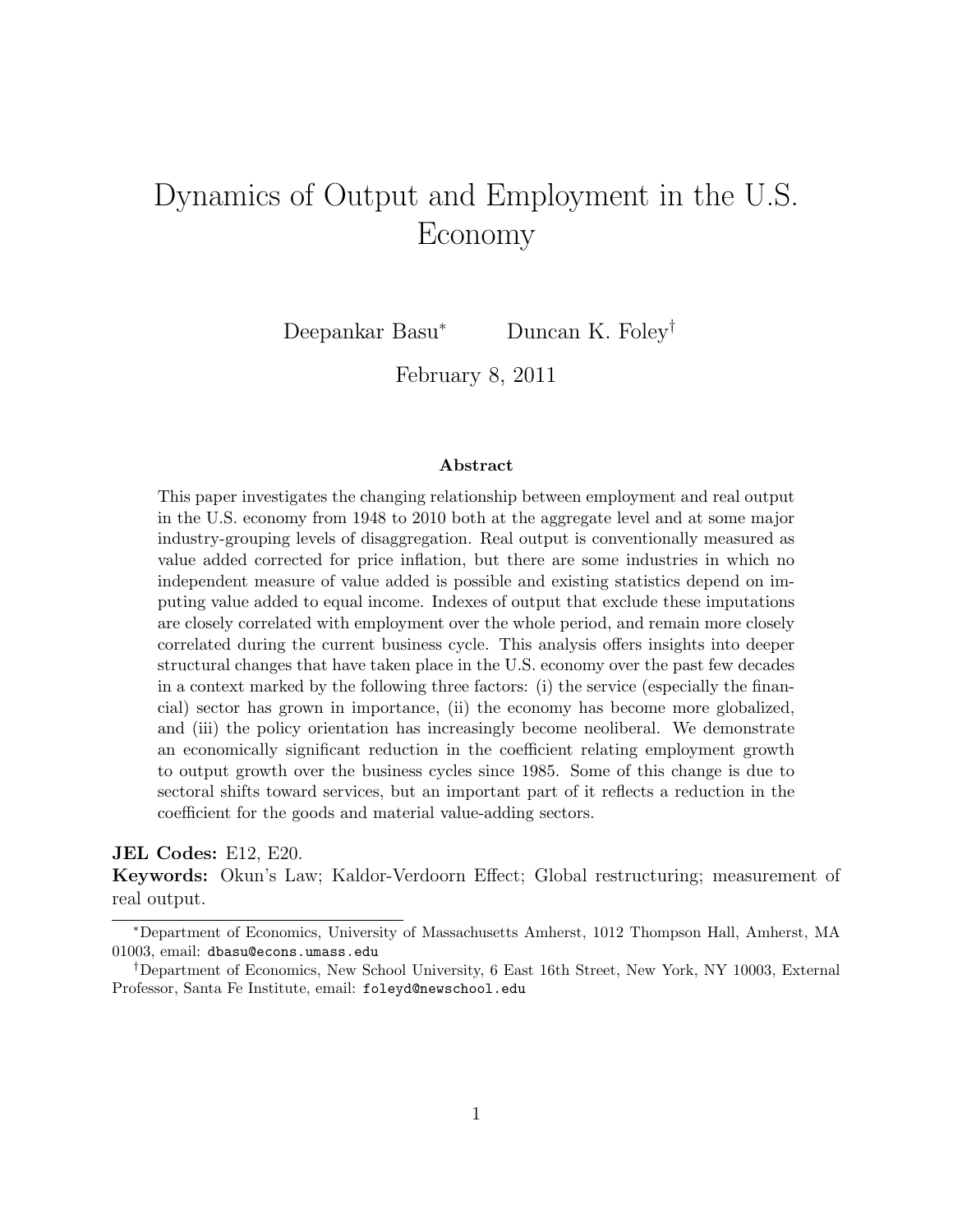# Dynamics of Output and Employment in the U.S. Economy

Deepankar Basu* Duncan K. Foley†

February 8, 2011

### Abstract

This paper investigates the changing relationship between employment and real output in the U.S. economy from 1948 to 2010 both at the aggregate level and at some major industry-grouping levels of disaggregation. Real output is conventionally measured as value added corrected for price inflation, but there are some industries in which no independent measure of value added is possible and existing statistics depend on imputing value added to equal income. Indexes of output that exclude these imputations are closely correlated with employment over the whole period, and remain more closely correlated during the current business cycle. This analysis offers insights into deeper structural changes that have taken place in the U.S. economy over the past few decades in a context marked by the following three factors: (i) the service (especially the financial) sector has grown in importance, (ii) the economy has become more globalized, and (iii) the policy orientation has increasingly become neoliberal. We demonstrate an economically significant reduction in the coefficient relating employment growth to output growth over the business cycles since 1985. Some of this change is due to sectoral shifts toward services, but an important part of it reflects a reduction in the coefficient for the goods and material value-adding sectors.

**JEL Codes:** E12, E20.

**Keywords:** Okun's Law; Kaldor-Verdoorn Effect; Global restructuring; measurement of real output.

---

*Department of Economics, University of Massachusetts Amherst, 1012 Thompson Hall, Amherst, MA 01003, email: dbasu@econs.umass.edu

†Department of Economics, New School University, 6 East 16th Street, New York, NY 10003, External Professor, Santa Fe Institute, email: foleyd@newschool.edu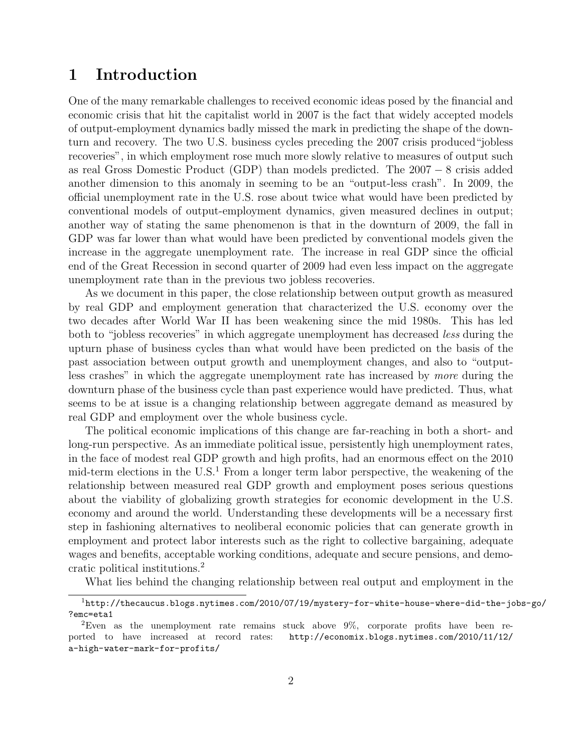# 1 Introduction

One of the many remarkable challenges to received economic ideas posed by the financial and economic crisis that hit the capitalist world in 2007 is the fact that widely accepted models of output-employment dynamics badly missed the mark in predicting the shape of the downturn and recovery. The two U.S. business cycles preceding the 2007 crisis produced "jobless recoveries", in which employment rose much more slowly relative to measures of output such as real Gross Domestic Product (GDP) than models predicted. The $2007-8$ crisis added another dimension to this anomaly in seeming to be an "output-less crash". In 2009, the official unemployment rate in the U.S. rose about twice what would have been predicted by conventional models of output-employment dynamics, given measured declines in output; another way of stating the same phenomenon is that in the downturn of 2009, the fall in GDP was far lower than what would have been predicted by conventional models given the increase in the aggregate unemployment rate. The increase in real GDP since the official end of the Great Recession in second quarter of 2009 had even less impact on the aggregate unemployment rate than in the previous two jobless recoveries.

As we document in this paper, the close relationship between output growth as measured by real GDP and employment generation that characterized the U.S. economy over the two decades after World War II has been weakening since the mid 1980s. This has led both to "jobless recoveries" in which aggregate unemployment has decreased *less* during the upturn phase of business cycles than what would have been predicted on the basis of the past association between output growth and unemployment changes, and also to "output-less crashes" in which the aggregate unemployment rate has increased by *more* during the downturn phase of the business cycle than past experience would have predicted. Thus, what seems to be at issue is a changing relationship between aggregate demand as measured by real GDP and employment over the whole business cycle.

The political economic implications of this change are far-reaching in both a short- and long-run perspective. As an immediate political issue, persistently high unemployment rates, in the face of modest real GDP growth and high profits, had an enormous effect on the 2010 mid-term elections in the U.S.[1] From a longer term labor perspective, the weakening of the relationship between measured real GDP growth and employment poses serious questions about the viability of globalizing growth strategies for economic development in the U.S. economy and around the world. Understanding these developments will be a necessary first step in fashioning alternatives to neoliberal economic policies that can generate growth in employment and protect labor interests such as the right to collective bargaining, adequate wages and benefits, acceptable working conditions, adequate and secure pensions, and democratic political institutions.[2]

What lies behind the changing relationship between real output and employment in the

---

[1] http://thecaucus.blogs.nytimes.com/2010/07/19/mystery-for-white-house-where-did-the-jobs-go/?emc=eta1

[2] Even as the unemployment rate remains stuck above 9%, corporate profits have been reported to have increased at record rates: http://economix.blogs.nytimes.com/2010/11/12/a-high-water-mark-for-profits/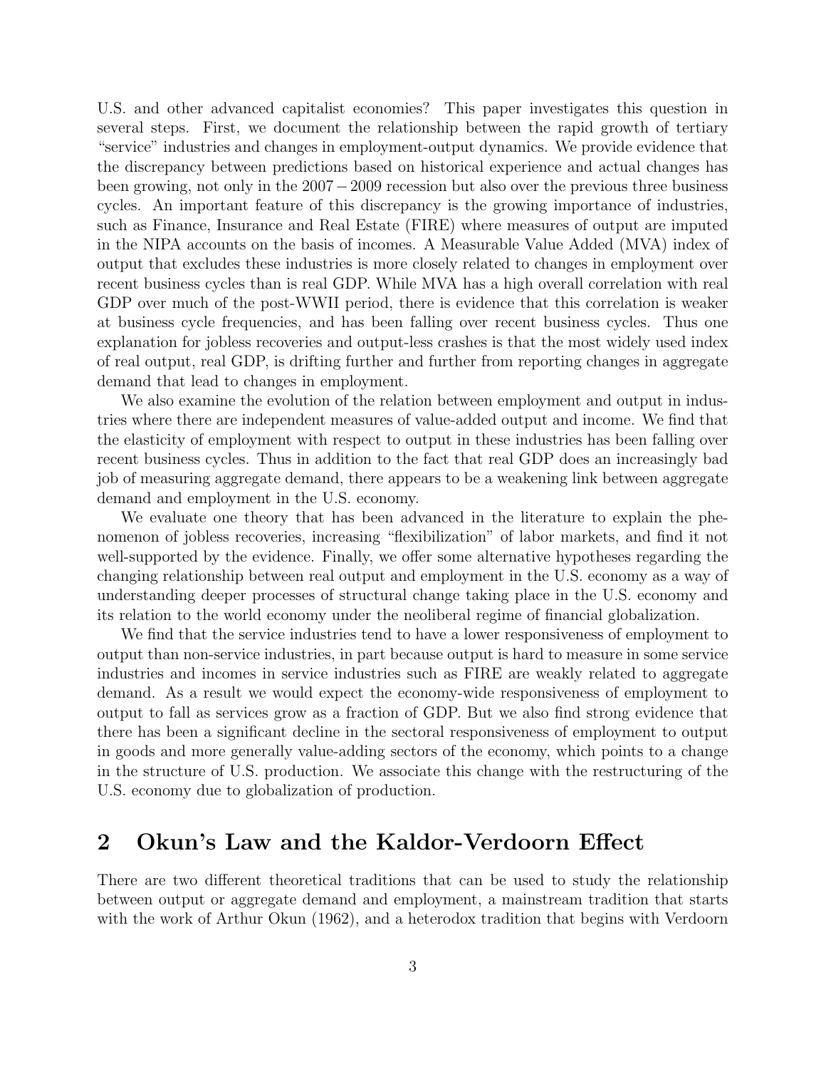U.S. and other advanced capitalist economies? This paper investigates this question in several steps. First, we document the relationship between the rapid growth of tertiary "service" industries and changes in employment-output dynamics. We provide evidence that the discrepancy between predictions based on historical experience and actual changes has been growing, not only in the $2007-2009$ recession but also over the previous three business cycles. An important feature of this discrepancy is the growing importance of industries, such as Finance, Insurance and Real Estate (FIRE) where measures of output are imputed in the NIPA accounts on the basis of incomes. A Measurable Value Added (MVA) index of output that excludes these industries is more closely related to changes in employment over recent business cycles than is real GDP. While MVA has a high overall correlation with real GDP over much of the post-WWII period, there is evidence that this correlation is weaker at business cycle frequencies, and has been falling over recent business cycles. Thus one explanation for jobless recoveries and output-less crashes is that the most widely used index of real output, real GDP, is drifting further and further from reporting changes in aggregate demand that lead to changes in employment.

We also examine the evolution of the relation between employment and output in industries where there are independent measures of value-added output and income. We find that the elasticity of employment with respect to output in these industries has been falling over recent business cycles. Thus in addition to the fact that real GDP does an increasingly bad job of measuring aggregate demand, there appears to be a weakening link between aggregate demand and employment in the U.S. economy.

We evaluate one theory that has been advanced in the literature to explain the phenomenon of jobless recoveries, increasing "flexibilization" of labor markets, and find it not well-supported by the evidence. Finally, we offer some alternative hypotheses regarding the changing relationship between real output and employment in the U.S. economy as a way of understanding deeper processes of structural change taking place in the U.S. economy and its relation to the world economy under the neoliberal regime of financial globalization.

We find that the service industries tend to have a lower responsiveness of employment to output than non-service industries, in part because output is hard to measure in some service industries and incomes in service industries such as FIRE are weakly related to aggregate demand. As a result we would expect the economy-wide responsiveness of employment to output to fall as services grow as a fraction of GDP. But we also find strong evidence that there has been a significant decline in the sectoral responsiveness of employment to output in goods and more generally value-adding sectors of the economy, which points to a change in the structure of U.S. production. We associate this change with the restructuring of the U.S. economy due to globalization of production.

## 2 Okun's Law and the Kaldor-Verdoorn Effect

There are two different theoretical traditions that can be used to study the relationship between output or aggregate demand and employment, a mainstream tradition that starts with the work of Arthur Okun (1962), and a heterodox tradition that begins with Verdoorn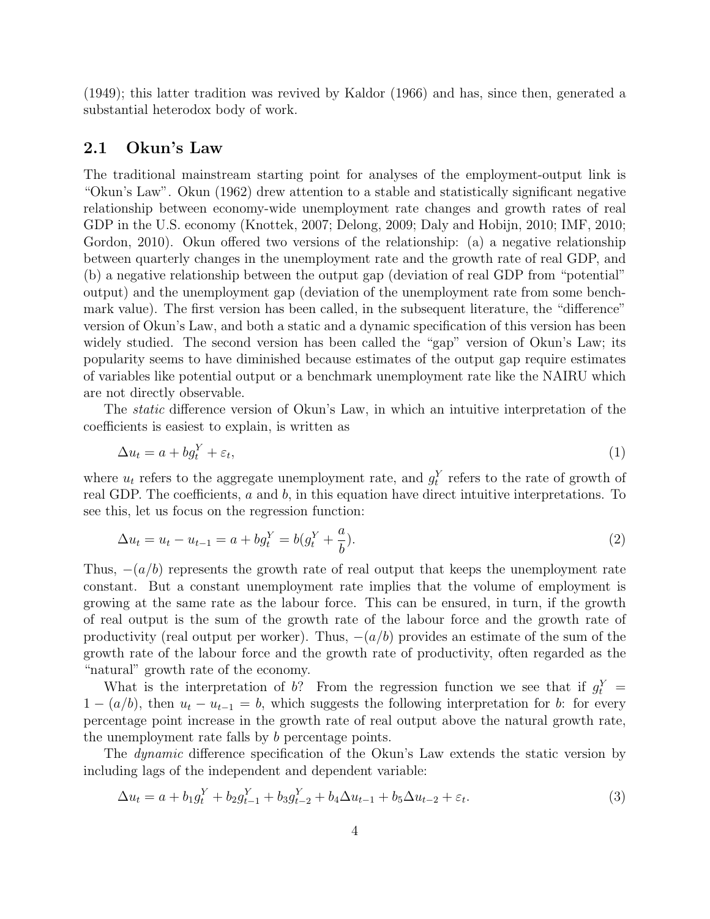(1949); this latter tradition was revived by Kaldor (1966) and has, since then, generated a substantial heterodox body of work.

## 2.1 Okun's Law

The traditional mainstream starting point for analyses of the employment-output link is "Okun's Law". Okun (1962) drew attention to a stable and statistically significant negative relationship between economy-wide unemployment rate changes and growth rates of real GDP in the U.S. economy (Knottek, 2007; Delong, 2009; Daly and Hobijn, 2010; IMF, 2010; Gordon, 2010). Okun offered two versions of the relationship: (a) a negative relationship between quarterly changes in the unemployment rate and the growth rate of real GDP, and (b) a negative relationship between the output gap (deviation of real GDP from "potential" output) and the unemployment gap (deviation of the unemployment rate from some benchmark value). The first version has been called, in the subsequent literature, the "difference" version of Okun's Law, and both a static and a dynamic specification of this version has been widely studied. The second version has been called the "gap" version of Okun's Law; its popularity seems to have diminished because estimates of the output gap require estimates of variables like potential output or a benchmark unemployment rate like the NAIRU which are not directly observable.

The *static* difference version of Okun's Law, in which an intuitive interpretation of the coefficients is easiest to explain, is written as

$$\Delta u_t = a + b g_t^Y + \varepsilon_t, \tag{1}$$

where $u_t$ refers to the aggregate unemployment rate, and $g_t^Y$ refers to the rate of growth of real GDP. The coefficients, $a$ and $b$, in this equation have direct intuitive interpretations. To see this, let us focus on the regression function:

$$\Delta u_t = u_t - u_{t-1} = a + b g_t^Y = b\left(g_t^Y + \frac{a}{b}\right). \tag{2}$$

Thus, $-(a/b)$ represents the growth rate of real output that keeps the unemployment rate constant. But a constant unemployment rate implies that the volume of employment is growing at the same rate as the labour force. This can be ensured, in turn, if the growth of real output is the sum of the growth rate of the labour force and the growth rate of productivity (real output per worker). Thus, $-(a/b)$ provides an estimate of the sum of the growth rate of the labour force and the growth rate of productivity, often regarded as the "natural" growth rate of the economy.

What is the interpretation of $b$? From the regression function we see that if $g_t^Y = 1 - (a/b)$, then $u_t - u_{t-1} = b$, which suggests the following interpretation for $b$: for every percentage point increase in the growth rate of real output above the natural growth rate, the unemployment rate falls by $b$ percentage points.

The *dynamic* difference specification of the Okun's Law extends the static version by including lags of the independent and dependent variable:

$$\Delta u_t = a + b_1 g_t^Y + b_2 g_{t-1}^Y + b_3 g_{t-2}^Y + b_4 \Delta u_{t-1} + b_5 \Delta u_{t-2} + \varepsilon_t. \tag{3}$$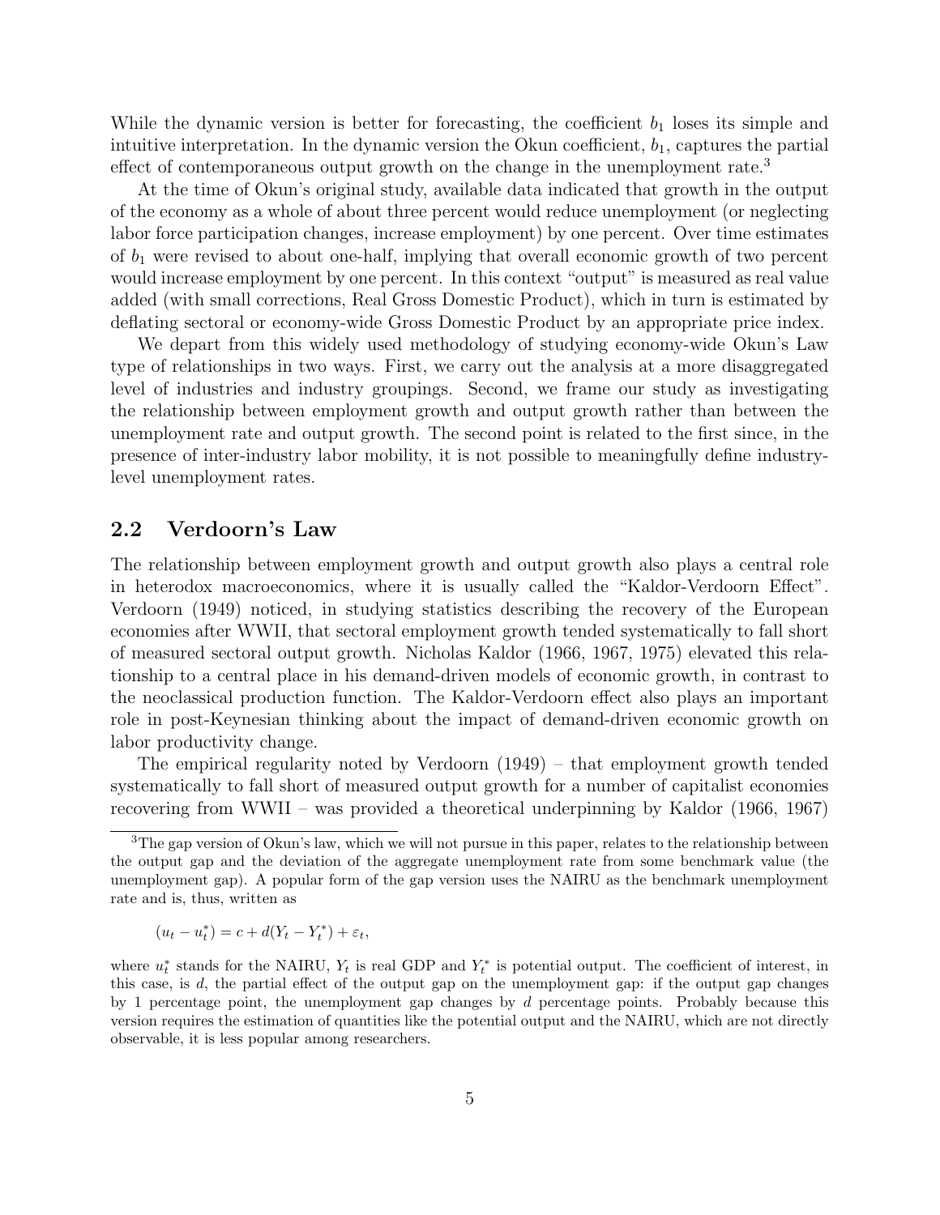While the dynamic version is better for forecasting, the coefficient $b_1$ loses its simple and intuitive interpretation. In the dynamic version the Okun coefficient, $b_1$, captures the partial effect of contemporaneous output growth on the change in the unemployment rate.[3]

At the time of Okun's original study, available data indicated that growth in the output of the economy as a whole of about three percent would reduce unemployment (or neglecting labor force participation changes, increase employment) by one percent. Over time estimates of $b_1$ were revised to about one-half, implying that overall economic growth of two percent would increase employment by one percent. In this context "output" is measured as real value added (with small corrections, Real Gross Domestic Product), which in turn is estimated by deflating sectoral or economy-wide Gross Domestic Product by an appropriate price index.

We depart from this widely used methodology of studying economy-wide Okun's Law type of relationships in two ways. First, we carry out the analysis at a more disaggregated level of industries and industry groupings. Second, we frame our study as investigating the relationship between employment growth and output growth rather than between the unemployment rate and output growth. The second point is related to the first since, in the presence of inter-industry labor mobility, it is not possible to meaningfully define industry-level unemployment rates.

## 2.2 Verdoorn's Law

The relationship between employment growth and output growth also plays a central role in heterodox macroeconomics, where it is usually called the "Kaldor-Verdoorn Effect". Verdoorn (1949) noticed, in studying statistics describing the recovery of the European economies after WWII, that sectoral employment growth tended systematically to fall short of measured sectoral output growth. Nicholas Kaldor (1966, 1967, 1975) elevated this relationship to a central place in his demand-driven models of economic growth, in contrast to the neoclassical production function. The Kaldor-Verdoorn effect also plays an important role in post-Keynesian thinking about the impact of demand-driven economic growth on labor productivity change.

The empirical regularity noted by Verdoorn (1949) – that employment growth tended systematically to fall short of measured output growth for a number of capitalist economies recovering from WWII – was provided a theoretical underpinning by Kaldor (1966, 1967)

---

[3] The gap version of Okun's law, which we will not pursue in this paper, relates to the relationship between the output gap and the deviation of the aggregate unemployment rate from some benchmark value (the unemployment gap). A popular form of the gap version uses the NAIRU as the benchmark unemployment rate and is, thus, written as

$$(u_t - u_t^*) = c + d(Y_t - Y_t^*) + \varepsilon_t,$$

where $u_t^*$ stands for the NAIRU, $Y_t$ is real GDP and $Y_t^*$ is potential output. The coefficient of interest, in this case, is $d$, the partial effect of the output gap on the unemployment gap: if the output gap changes by 1 percentage point, the unemployment gap changes by $d$ percentage points. Probably because this version requires the estimation of quantities like the potential output and the NAIRU, which are not directly observable, it is less popular among researchers.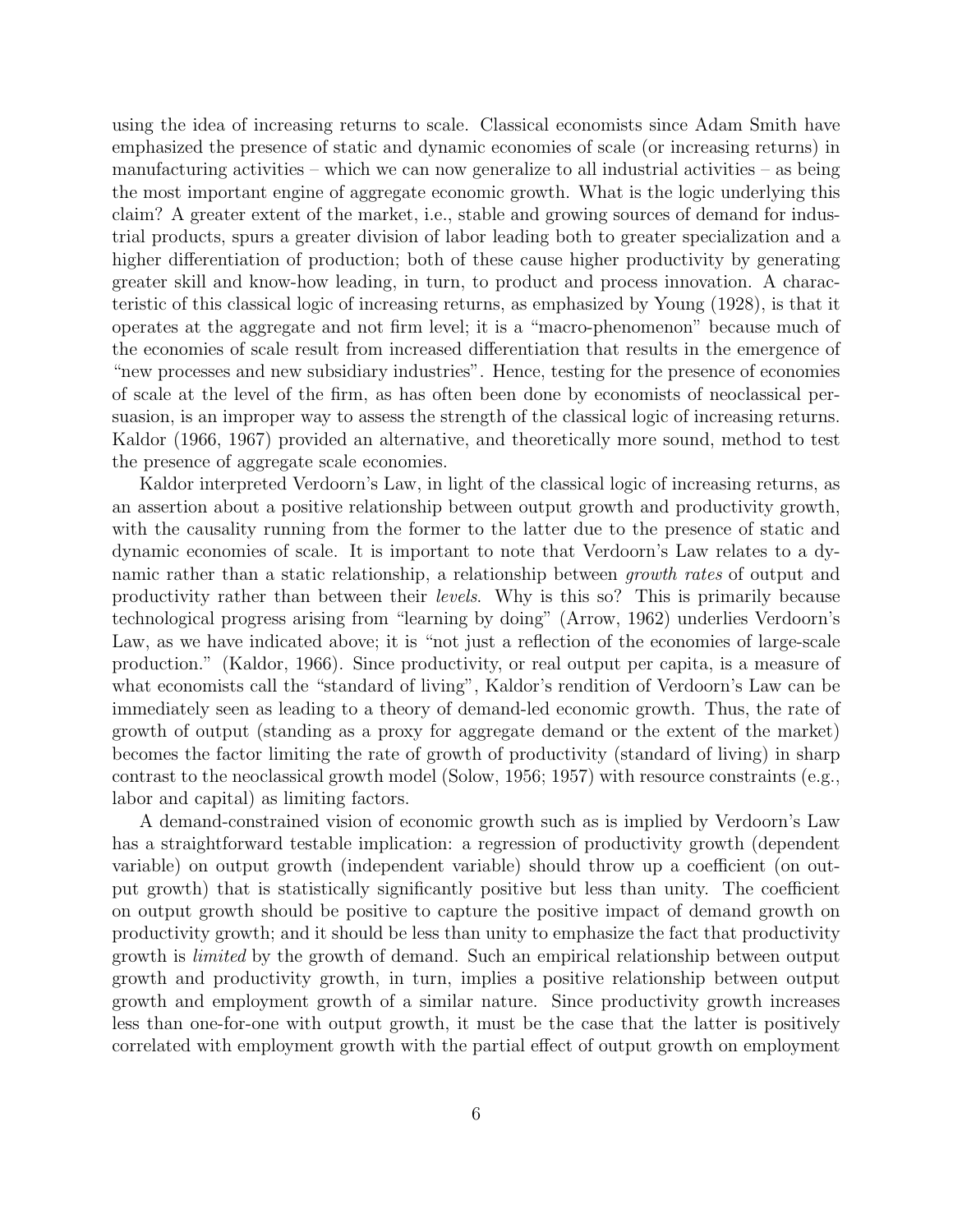using the idea of increasing returns to scale. Classical economists since Adam Smith have emphasized the presence of static and dynamic economies of scale (or increasing returns) in manufacturing activities – which we can now generalize to all industrial activities – as being the most important engine of aggregate economic growth. What is the logic underlying this claim? A greater extent of the market, i.e., stable and growing sources of demand for industrial products, spurs a greater division of labor leading both to greater specialization and a higher differentiation of production; both of these cause higher productivity by generating greater skill and know-how leading, in turn, to product and process innovation. A characteristic of this classical logic of increasing returns, as emphasized by Young (1928), is that it operates at the aggregate and not firm level; it is a "macro-phenomenon" because much of the economies of scale result from increased differentiation that results in the emergence of "new processes and new subsidiary industries". Hence, testing for the presence of economies of scale at the level of the firm, as has often been done by economists of neoclassical persuasion, is an improper way to assess the strength of the classical logic of increasing returns. Kaldor (1966, 1967) provided an alternative, and theoretically more sound, method to test the presence of aggregate scale economies.

Kaldor interpreted Verdoorn's Law, in light of the classical logic of increasing returns, as an assertion about a positive relationship between output growth and productivity growth, with the causality running from the former to the latter due to the presence of static and dynamic economies of scale. It is important to note that Verdoorn's Law relates to a dynamic rather than a static relationship, a relationship between *growth rates* of output and productivity rather than between their *levels*. Why is this so? This is primarily because technological progress arising from "learning by doing" (Arrow, 1962) underlies Verdoorn's Law, as we have indicated above; it is "not just a reflection of the economies of large-scale production." (Kaldor, 1966). Since productivity, or real output per capita, is a measure of what economists call the "standard of living", Kaldor's rendition of Verdoorn's Law can be immediately seen as leading to a theory of demand-led economic growth. Thus, the rate of growth of output (standing as a proxy for aggregate demand or the extent of the market) becomes the factor limiting the rate of growth of productivity (standard of living) in sharp contrast to the neoclassical growth model (Solow, 1956; 1957) with resource constraints (e.g., labor and capital) as limiting factors.

A demand-constrained vision of economic growth such as is implied by Verdoorn's Law has a straightforward testable implication: a regression of productivity growth (dependent variable) on output growth (independent variable) should throw up a coefficient (on output growth) that is statistically significantly positive but less than unity. The coefficient on output growth should be positive to capture the positive impact of demand growth on productivity growth; and it should be less than unity to emphasize the fact that productivity growth is *limited* by the growth of demand. Such an empirical relationship between output growth and productivity growth, in turn, implies a positive relationship between output growth and employment growth of a similar nature. Since productivity growth increases less than one-for-one with output growth, it must be the case that the latter is positively correlated with employment growth with the partial effect of output growth on employment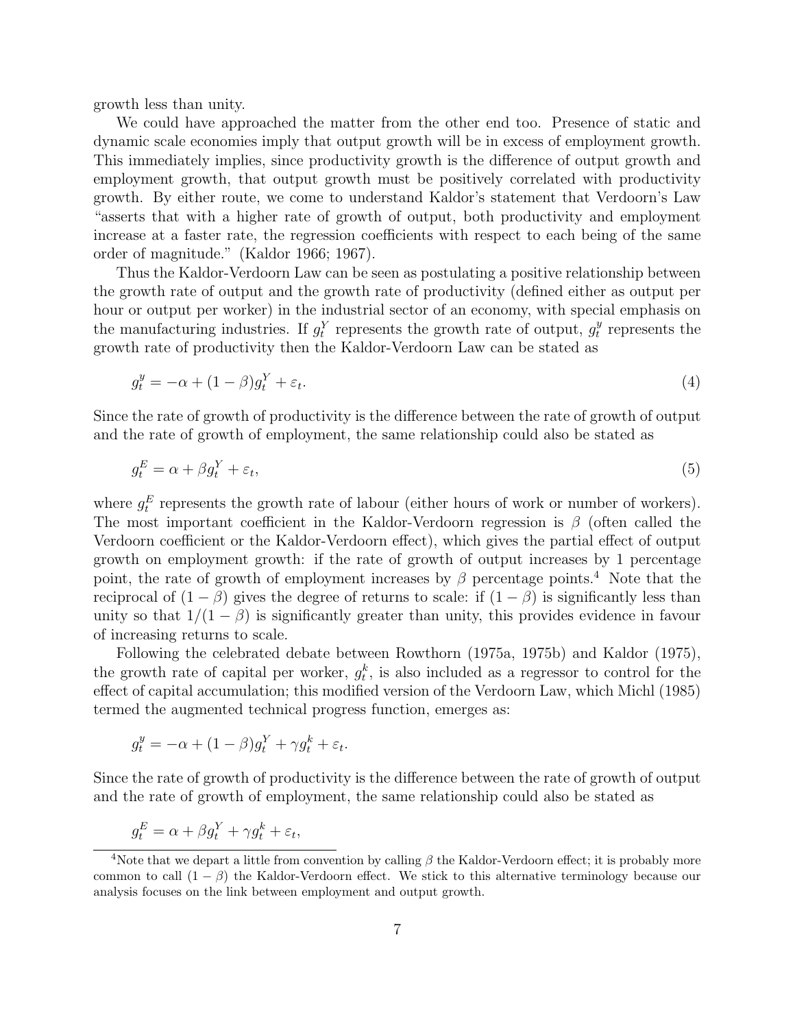growth less than unity.

We could have approached the matter from the other end too. Presence of static and dynamic scale economies imply that output growth will be in excess of employment growth. This immediately implies, since productivity growth is the difference of output growth and employment growth, that output growth must be positively correlated with productivity growth. By either route, we come to understand Kaldor's statement that Verdoorn's Law "asserts that with a higher rate of growth of output, both productivity and employment increase at a faster rate, the regression coefficients with respect to each being of the same order of magnitude." (Kaldor 1966; 1967).

Thus the Kaldor-Verdoorn Law can be seen as postulating a positive relationship between the growth rate of output and the growth rate of productivity (defined either as output per hour or output per worker) in the industrial sector of an economy, with special emphasis on the manufacturing industries. If $g_t^Y$ represents the growth rate of output, $g_t^y$ represents the growth rate of productivity then the Kaldor-Verdoorn Law can be stated as

$$g_t^y = -\alpha + (1-\beta)g_t^Y + \varepsilon_t. \tag{4}$$

Since the rate of growth of productivity is the difference between the rate of growth of output and the rate of growth of employment, the same relationship could also be stated as

$$g_t^E = \alpha + \beta g_t^Y + \varepsilon_t, \tag{5}$$

where $g_t^E$ represents the growth rate of labour (either hours of work or number of workers). The most important coefficient in the Kaldor-Verdoorn regression is $\beta$ (often called the Verdoorn coefficient or the Kaldor-Verdoorn effect), which gives the partial effect of output growth on employment growth: if the rate of growth of output increases by 1 percentage point, the rate of growth of employment increases by $\beta$ percentage points.[4] Note that the reciprocal of $(1-\beta)$ gives the degree of returns to scale: if $(1-\beta)$ is significantly less than unity so that $1/(1-\beta)$ is significantly greater than unity, this provides evidence in favour of increasing returns to scale.

Following the celebrated debate between Rowthorn (1975a, 1975b) and Kaldor (1975), the growth rate of capital per worker, $g_t^k$, is also included as a regressor to control for the effect of capital accumulation; this modified version of the Verdoorn Law, which Michl (1985) termed the augmented technical progress function, emerges as:

$$g_t^y = -\alpha + (1-\beta)g_t^Y + \gamma g_t^k + \varepsilon_t.$$

Since the rate of growth of productivity is the difference between the rate of growth of output and the rate of growth of employment, the same relationship could also be stated as

$$g_t^E = \alpha + \beta g_t^Y + \gamma g_t^k + \varepsilon_t,$$

[4] Note that we depart a little from convention by calling $\beta$ the Kaldor-Verdoorn effect; it is probably more common to call $(1-\beta)$ the Kaldor-Verdoorn effect. We stick to this alternative terminology because our analysis focuses on the link between employment and output growth.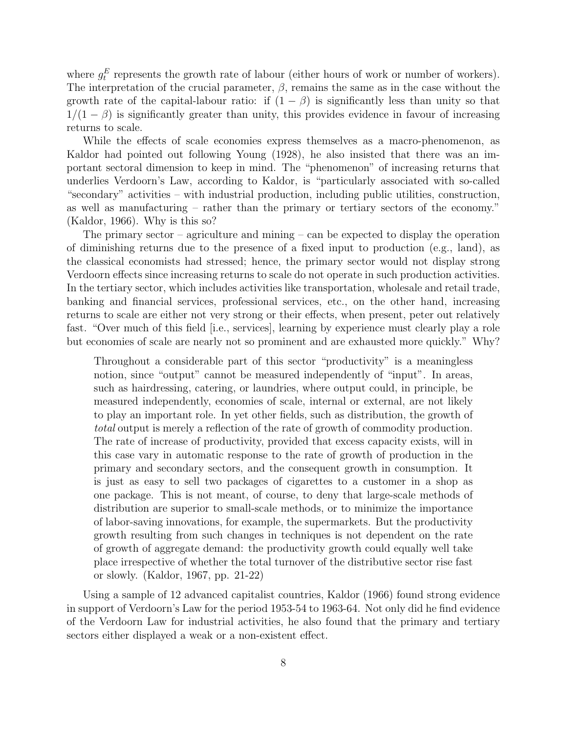where $g_t^E$ represents the growth rate of labour (either hours of work or number of workers). The interpretation of the crucial parameter, $\beta$, remains the same as in the case without the growth rate of the capital-labour ratio: if $(1-\beta)$ is significantly less than unity so that $1/(1-\beta)$ is significantly greater than unity, this provides evidence in favour of increasing returns to scale.

While the effects of scale economies express themselves as a macro-phenomenon, as Kaldor had pointed out following Young (1928), he also insisted that there was an important sectoral dimension to keep in mind. The "phenomenon" of increasing returns that underlies Verdoorn's Law, according to Kaldor, is "particularly associated with so-called "secondary" activities – with industrial production, including public utilities, construction, as well as manufacturing – rather than the primary or tertiary sectors of the economy." (Kaldor, 1966). Why is this so?

The primary sector – agriculture and mining – can be expected to display the operation of diminishing returns due to the presence of a fixed input to production (e.g., land), as the classical economists had stressed; hence, the primary sector would not display strong Verdoorn effects since increasing returns to scale do not operate in such production activities. In the tertiary sector, which includes activities like transportation, wholesale and retail trade, banking and financial services, professional services, etc., on the other hand, increasing returns to scale are either not very strong or their effects, when present, peter out relatively fast. "Over much of this field [i.e., services], learning by experience must clearly play a role but economies of scale are nearly not so prominent and are exhausted more quickly." Why?

> Throughout a considerable part of this sector "productivity" is a meaningless notion, since "output" cannot be measured independently of "input". In areas, such as hairdressing, catering, or laundries, where output could, in principle, be measured independently, economies of scale, internal or external, are not likely to play an important role. In yet other fields, such as distribution, the growth of *total* output is merely a reflection of the rate of growth of commodity production. The rate of increase of productivity, provided that excess capacity exists, will in this case vary in automatic response to the rate of growth of production in the primary and secondary sectors, and the consequent growth in consumption. It is just as easy to sell two packages of cigarettes to a customer in a shop as one package. This is not meant, of course, to deny that large-scale methods of distribution are superior to small-scale methods, or to minimize the importance of labor-saving innovations, for example, the supermarkets. But the productivity growth resulting from such changes in techniques is not dependent on the rate of growth of aggregate demand: the productivity growth could equally well take place irrespective of whether the total turnover of the distributive sector rise fast or slowly. (Kaldor, 1967, pp. 21-22)

Using a sample of 12 advanced capitalist countries, Kaldor (1966) found strong evidence in support of Verdoorn's Law for the period 1953-54 to 1963-64. Not only did he find evidence of the Verdoorn Law for industrial activities, he also found that the primary and tertiary sectors either displayed a weak or a non-existent effect.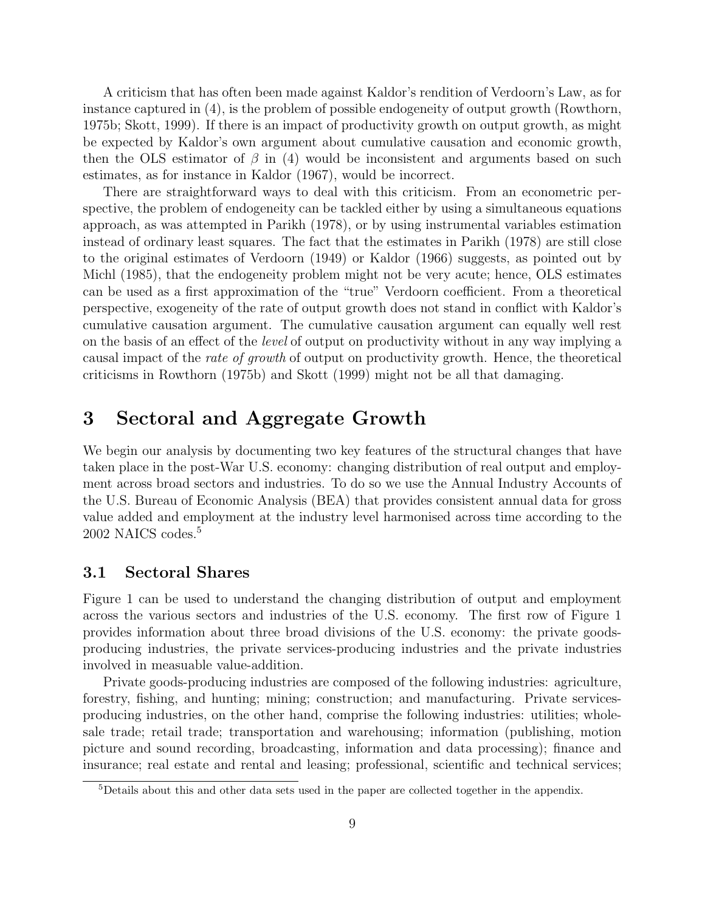A criticism that has often been made against Kaldor's rendition of Verdoorn's Law, as for instance captured in (4), is the problem of possible endogeneity of output growth (Rowthorn, 1975b; Skott, 1999). If there is an impact of productivity growth on output growth, as might be expected by Kaldor's own argument about cumulative causation and economic growth, then the OLS estimator of $\beta$ in (4) would be inconsistent and arguments based on such estimates, as for instance in Kaldor (1967), would be incorrect.

There are straightforward ways to deal with this criticism. From an econometric perspective, the problem of endogeneity can be tackled either by using a simultaneous equations approach, as was attempted in Parikh (1978), or by using instrumental variables estimation instead of ordinary least squares. The fact that the estimates in Parikh (1978) are still close to the original estimates of Verdoorn (1949) or Kaldor (1966) suggests, as pointed out by Michl (1985), that the endogeneity problem might not be very acute; hence, OLS estimates can be used as a first approximation of the "true" Verdoorn coefficient. From a theoretical perspective, exogeneity of the rate of output growth does not stand in conflict with Kaldor's cumulative causation argument. The cumulative causation argument can equally well rest on the basis of an effect of the *level* of output on productivity without in any way implying a causal impact of the *rate of growth* of output on productivity growth. Hence, the theoretical criticisms in Rowthorn (1975b) and Skott (1999) might not be all that damaging.

# 3 Sectoral and Aggregate Growth

We begin our analysis by documenting two key features of the structural changes that have taken place in the post-War U.S. economy: changing distribution of real output and employment across broad sectors and industries. To do so we use the Annual Industry Accounts of the U.S. Bureau of Economic Analysis (BEA) that provides consistent annual data for gross value added and employment at the industry level harmonised across time according to the 2002 NAICS codes.[5]

## 3.1 Sectoral Shares

Figure 1 can be used to understand the changing distribution of output and employment across the various sectors and industries of the U.S. economy. The first row of Figure 1 provides information about three broad divisions of the U.S. economy: the private goods-producing industries, the private services-producing industries and the private industries involved in measuable value-addition.

Private goods-producing industries are composed of the following industries: agriculture, forestry, fishing, and hunting; mining; construction; and manufacturing. Private services-producing industries, on the other hand, comprise the following industries: utilities; wholesale trade; retail trade; transportation and warehousing; information (publishing, motion picture and sound recording, broadcasting, information and data processing); finance and insurance; real estate and rental and leasing; professional, scientific and technical services;

[5] Details about this and other data sets used in the paper are collected together in the appendix.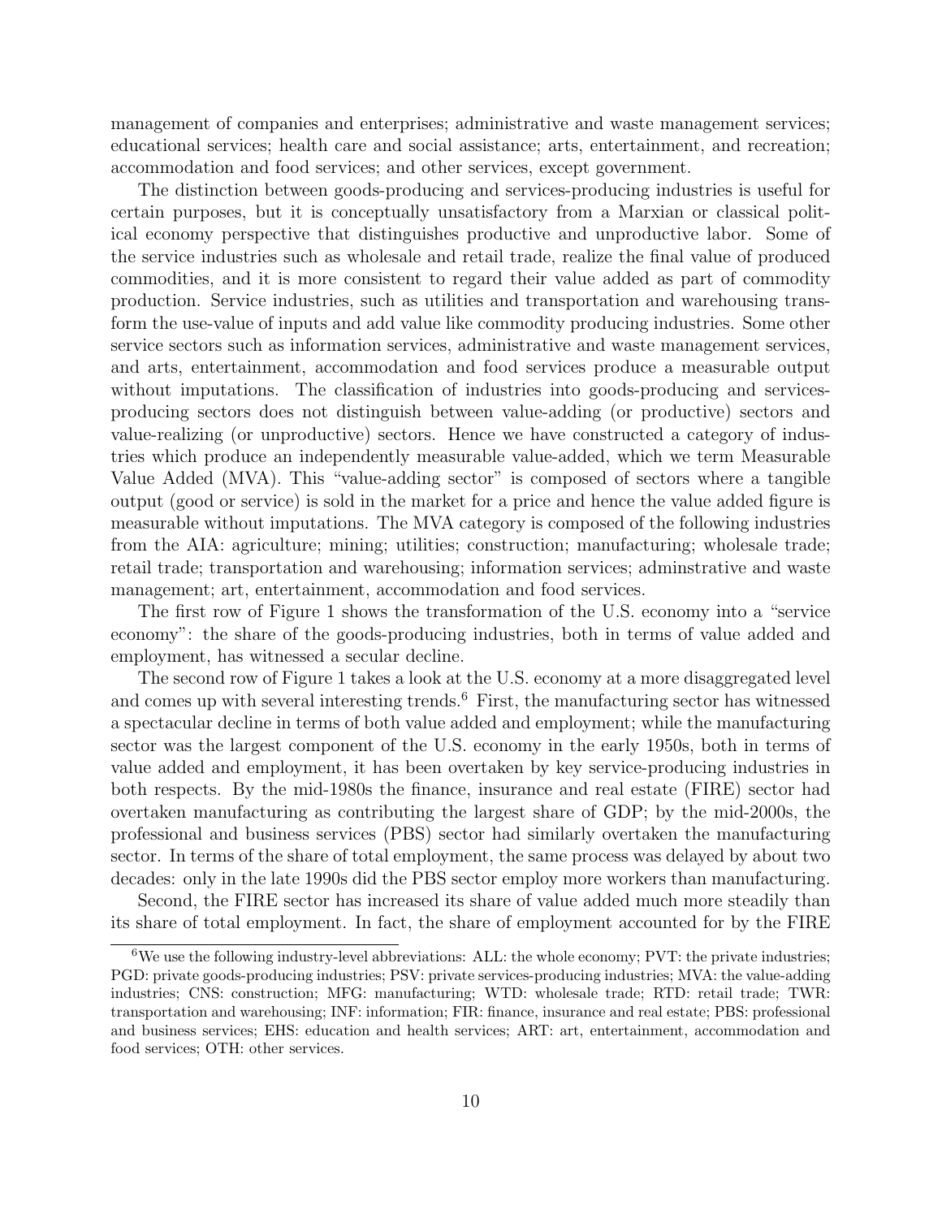management of companies and enterprises; administrative and waste management services; educational services; health care and social assistance; arts, entertainment, and recreation; accommodation and food services; and other services, except government.

The distinction between goods-producing and services-producing industries is useful for certain purposes, but it is conceptually unsatisfactory from a Marxian or classical political economy perspective that distinguishes productive and unproductive labor. Some of the service industries such as wholesale and retail trade, realize the final value of produced commodities, and it is more consistent to regard their value added as part of commodity production. Service industries, such as utilities and transportation and warehousing transform the use-value of inputs and add value like commodity producing industries. Some other service sectors such as information services, administrative and waste management services, and arts, entertainment, accommodation and food services produce a measurable output without imputations. The classification of industries into goods-producing and services-producing sectors does not distinguish between value-adding (or productive) sectors and value-realizing (or unproductive) sectors. Hence we have constructed a category of industries which produce an independently measurable value-added, which we term Measurable Value Added (MVA). This "value-adding sector" is composed of sectors where a tangible output (good or service) is sold in the market for a price and hence the value added figure is measurable without imputations. The MVA category is composed of the following industries from the AIA: agriculture; mining; utilities; construction; manufacturing; wholesale trade; retail trade; transportation and warehousing; information services; adminstrative and waste management; art, entertainment, accommodation and food services.

The first row of Figure 1 shows the transformation of the U.S. economy into a "service economy": the share of the goods-producing industries, both in terms of value added and employment, has witnessed a secular decline.

The second row of Figure 1 takes a look at the U.S. economy at a more disaggregated level and comes up with several interesting trends.[6] First, the manufacturing sector has witnessed a spectacular decline in terms of both value added and employment; while the manufacturing sector was the largest component of the U.S. economy in the early 1950s, both in terms of value added and employment, it has been overtaken by key service-producing industries in both respects. By the mid-1980s the finance, insurance and real estate (FIRE) sector had overtaken manufacturing as contributing the largest share of GDP; by the mid-2000s, the professional and business services (PBS) sector had similarly overtaken the manufacturing sector. In terms of the share of total employment, the same process was delayed by about two decades: only in the late 1990s did the PBS sector employ more workers than manufacturing.

Second, the FIRE sector has increased its share of value added much more steadily than its share of total employment. In fact, the share of employment accounted for by the FIRE

[6] We use the following industry-level abbreviations: ALL: the whole economy; PVT: the private industries; PGD: private goods-producing industries; PSV: private services-producing industries; MVA: the value-adding industries; CNS: construction; MFG: manufacturing; WTD: wholesale trade; RTD: retail trade; TWR: transportation and warehousing; INF: information; FIR: finance, insurance and real estate; PBS: professional and business services; EHS: education and health services; ART: art, entertainment, accommodation and food services; OTH: other services.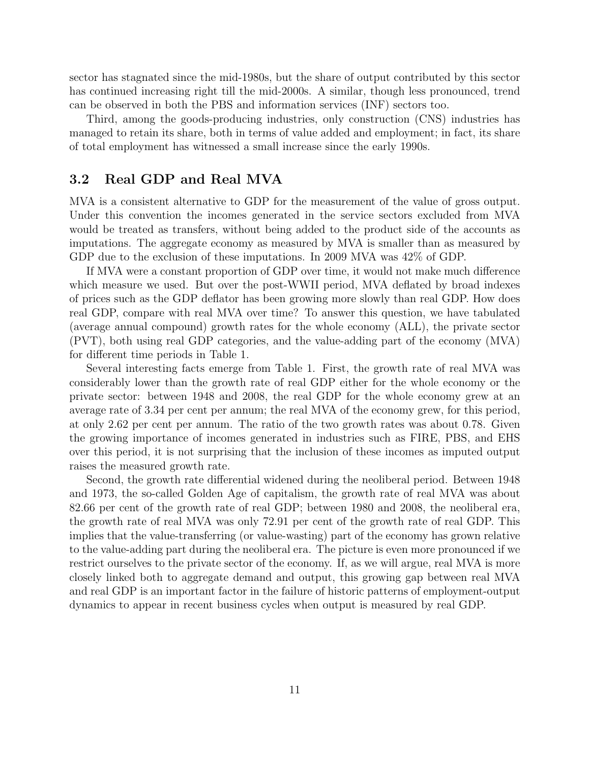sector has stagnated since the mid-1980s, but the share of output contributed by this sector has continued increasing right till the mid-2000s. A similar, though less pronounced, trend can be observed in both the PBS and information services (INF) sectors too.

Third, among the goods-producing industries, only construction (CNS) industries has managed to retain its share, both in terms of value added and employment; in fact, its share of total employment has witnessed a small increase since the early 1990s.

### 3.2 Real GDP and Real MVA

MVA is a consistent alternative to GDP for the measurement of the value of gross output. Under this convention the incomes generated in the service sectors excluded from MVA would be treated as transfers, without being added to the product side of the accounts as imputations. The aggregate economy as measured by MVA is smaller than as measured by GDP due to the exclusion of these imputations. In 2009 MVA was 42% of GDP.

If MVA were a constant proportion of GDP over time, it would not make much difference which measure we used. But over the post-WWII period, MVA deflated by broad indexes of prices such as the GDP deflator has been growing more slowly than real GDP. How does real GDP, compare with real MVA over time? To answer this question, we have tabulated (average annual compound) growth rates for the whole economy (ALL), the private sector (PVT), both using real GDP categories, and the value-adding part of the economy (MVA) for different time periods in Table 1.

Several interesting facts emerge from Table 1. First, the growth rate of real MVA was considerably lower than the growth rate of real GDP either for the whole economy or the private sector: between 1948 and 2008, the real GDP for the whole economy grew at an average rate of 3.34 per cent per annum; the real MVA of the economy grew, for this period, at only 2.62 per cent per annum. The ratio of the two growth rates was about 0.78. Given the growing importance of incomes generated in industries such as FIRE, PBS, and EHS over this period, it is not surprising that the inclusion of these incomes as imputed output raises the measured growth rate.

Second, the growth rate differential widened during the neoliberal period. Between 1948 and 1973, the so-called Golden Age of capitalism, the growth rate of real MVA was about 82.66 per cent of the growth rate of real GDP; between 1980 and 2008, the neoliberal era, the growth rate of real MVA was only 72.91 per cent of the growth rate of real GDP. This implies that the value-transferring (or value-wasting) part of the economy has grown relative to the value-adding part during the neoliberal era. The picture is even more pronounced if we restrict ourselves to the private sector of the economy. If, as we will argue, real MVA is more closely linked both to aggregate demand and output, this growing gap between real MVA and real GDP is an important factor in the failure of historic patterns of employment-output dynamics to appear in recent business cycles when output is measured by real GDP.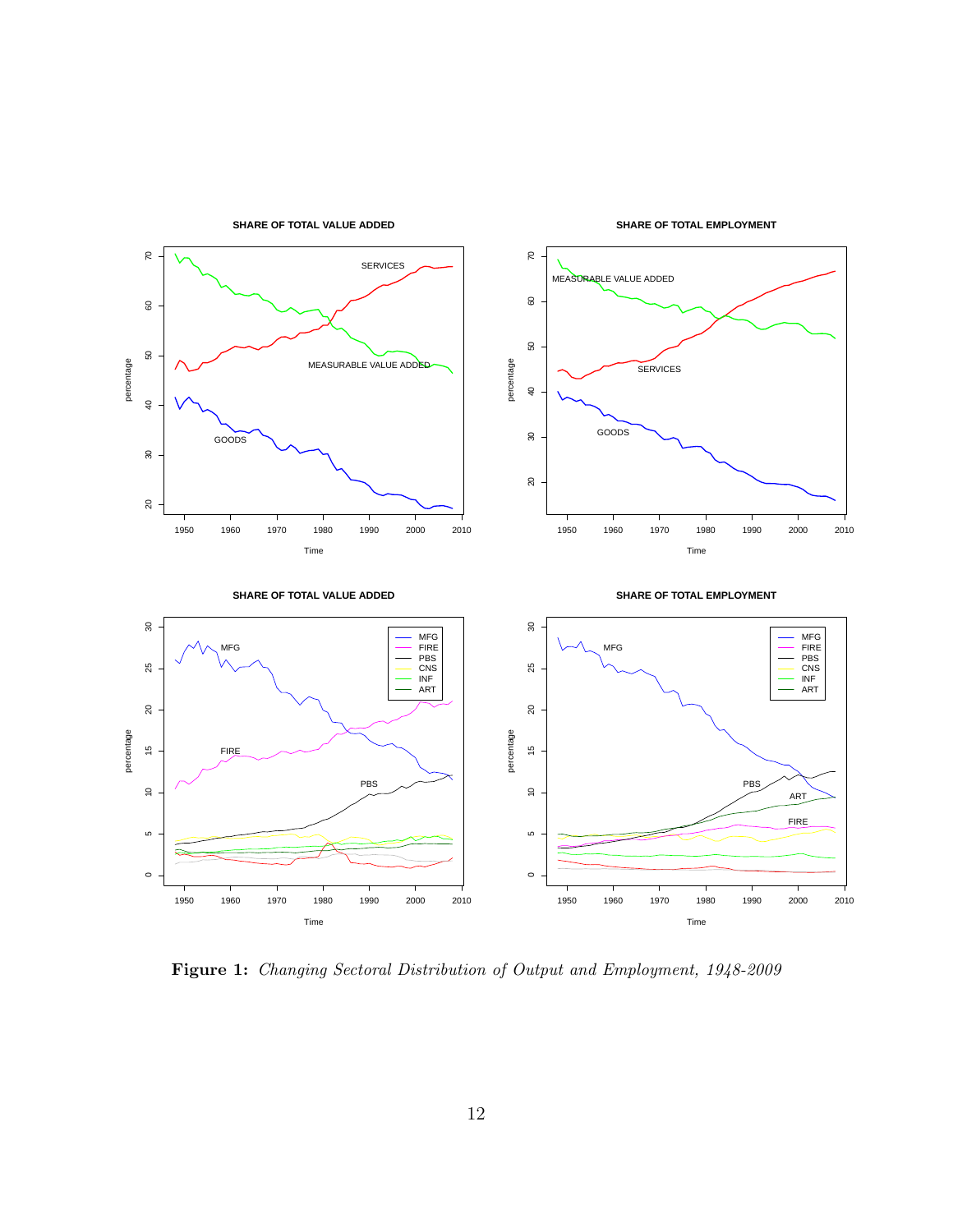**Figure 1:** *Changing Sectoral Distribution of Output and Employment, 1948-2009*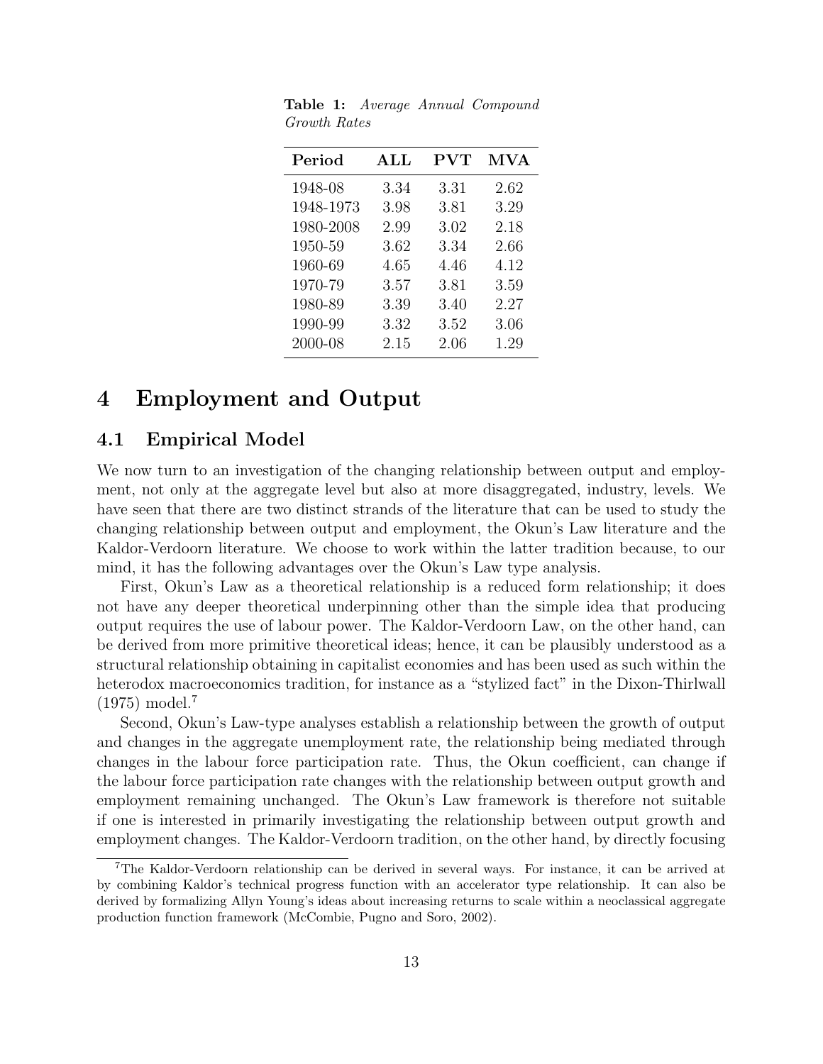**Table 1:** *Average Annual Compound Growth Rates*

| Period | ALL | PVT | MVA |
|---|---|---|---|
| 1948-08 | 3.34 | 3.31 | 2.62 |
| 1948-1973 | 3.98 | 3.81 | 3.29 |
| 1980-2008 | 2.99 | 3.02 | 2.18 |
| 1950-59 | 3.62 | 3.34 | 2.66 |
| 1960-69 | 4.65 | 4.46 | 4.12 |
| 1970-79 | 3.57 | 3.81 | 3.59 |
| 1980-89 | 3.39 | 3.40 | 2.27 |
| 1990-99 | 3.32 | 3.52 | 3.06 |
| 2000-08 | 2.15 | 2.06 | 1.29 |

# 4 Employment and Output

## 4.1 Empirical Model

We now turn to an investigation of the changing relationship between output and employment, not only at the aggregate level but also at more disaggregated, industry, levels. We have seen that there are two distinct strands of the literature that can be used to study the changing relationship between output and employment, the Okun's Law literature and the Kaldor-Verdoorn literature. We choose to work within the latter tradition because, to our mind, it has the following advantages over the Okun's Law type analysis.

First, Okun's Law as a theoretical relationship is a reduced form relationship; it does not have any deeper theoretical underpinning other than the simple idea that producing output requires the use of labour power. The Kaldor-Verdoorn Law, on the other hand, can be derived from more primitive theoretical ideas; hence, it can be plausibly understood as a structural relationship obtaining in capitalist economies and has been used as such within the heterodox macroeconomics tradition, for instance as a "stylized fact" in the Dixon-Thirlwall (1975) model.[7]

Second, Okun's Law-type analyses establish a relationship between the growth of output and changes in the aggregate unemployment rate, the relationship being mediated through changes in the labour force participation rate. Thus, the Okun coefficient, can change if the labour force participation rate changes with the relationship between output growth and employment remaining unchanged. The Okun's Law framework is therefore not suitable if one is interested in primarily investigating the relationship between output growth and employment changes. The Kaldor-Verdoorn tradition, on the other hand, by directly focusing

[7] The Kaldor-Verdoorn relationship can be derived in several ways. For instance, it can be arrived at by combining Kaldor's technical progress function with an accelerator type relationship. It can also be derived by formalizing Allyn Young's ideas about increasing returns to scale within a neoclassical aggregate production function framework (McCombie, Pugno and Soro, 2002).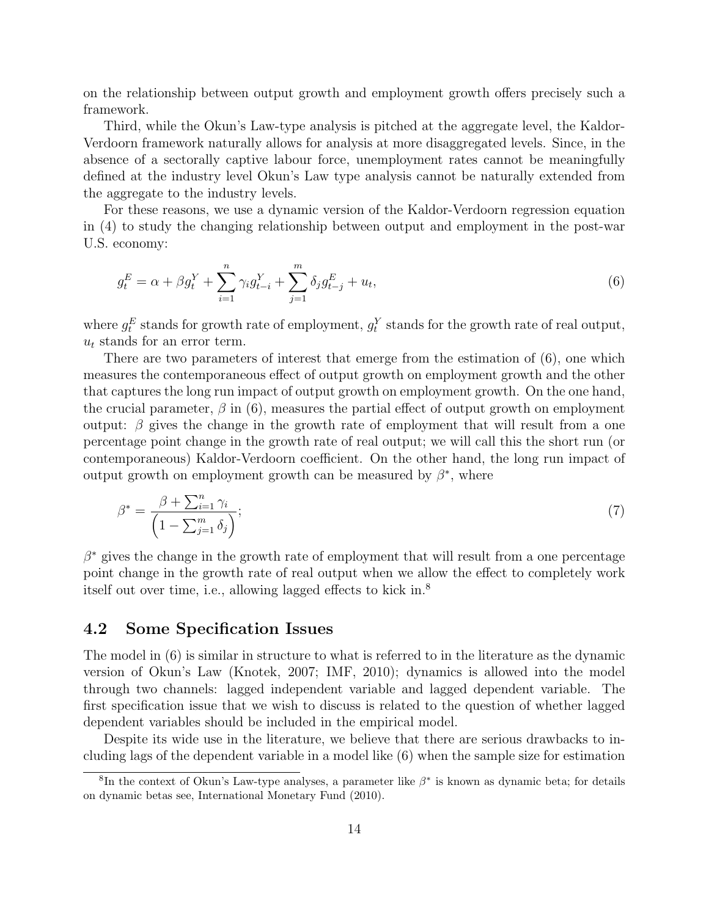on the relationship between output growth and employment growth offers precisely such a framework.

Third, while the Okun's Law-type analysis is pitched at the aggregate level, the Kaldor-Verdoorn framework naturally allows for analysis at more disaggregated levels. Since, in the absence of a sectorally captive labour force, unemployment rates cannot be meaningfully defined at the industry level Okun's Law type analysis cannot be naturally extended from the aggregate to the industry levels.

For these reasons, we use a dynamic version of the Kaldor-Verdoorn regression equation in (4) to study the changing relationship between output and employment in the post-war U.S. economy:

$$g_t^E = \alpha + \beta g_t^Y + \sum_{i=1}^{n} \gamma_i g_{t-i}^Y + \sum_{j=1}^{m} \delta_j g_{t-j}^E + u_t, \tag{6}$$

where $g_t^E$ stands for growth rate of employment, $g_t^Y$ stands for the growth rate of real output, $u_t$ stands for an error term.

There are two parameters of interest that emerge from the estimation of (6), one which measures the contemporaneous effect of output growth on employment growth and the other that captures the long run impact of output growth on employment growth. On the one hand, the crucial parameter, $\beta$ in (6), measures the partial effect of output growth on employment output: $\beta$ gives the change in the growth rate of employment that will result from a one percentage point change in the growth rate of real output; we will call this the short run (or contemporaneous) Kaldor-Verdoorn coefficient. On the other hand, the long run impact of output growth on employment growth can be measured by $\beta^*$, where

$$\beta^* = \frac{\beta + \sum_{i=1}^{n} \gamma_i}{\left(1 - \sum_{j=1}^{m} \delta_j\right)}; \tag{7}$$

$\beta^*$ gives the change in the growth rate of employment that will result from a one percentage point change in the growth rate of real output when we allow the effect to completely work itself out over time, i.e., allowing lagged effects to kick in.[8]

## 4.2 Some Specification Issues

The model in (6) is similar in structure to what is referred to in the literature as the dynamic version of Okun's Law (Knotek, 2007; IMF, 2010); dynamics is allowed into the model through two channels: lagged independent variable and lagged dependent variable. The first specification issue that we wish to discuss is related to the question of whether lagged dependent variables should be included in the empirical model.

Despite its wide use in the literature, we believe that there are serious drawbacks to including lags of the dependent variable in a model like (6) when the sample size for estimation

[8] In the context of Okun's Law-type analyses, a parameter like $\beta^*$ is known as dynamic beta; for details on dynamic betas see, International Monetary Fund (2010).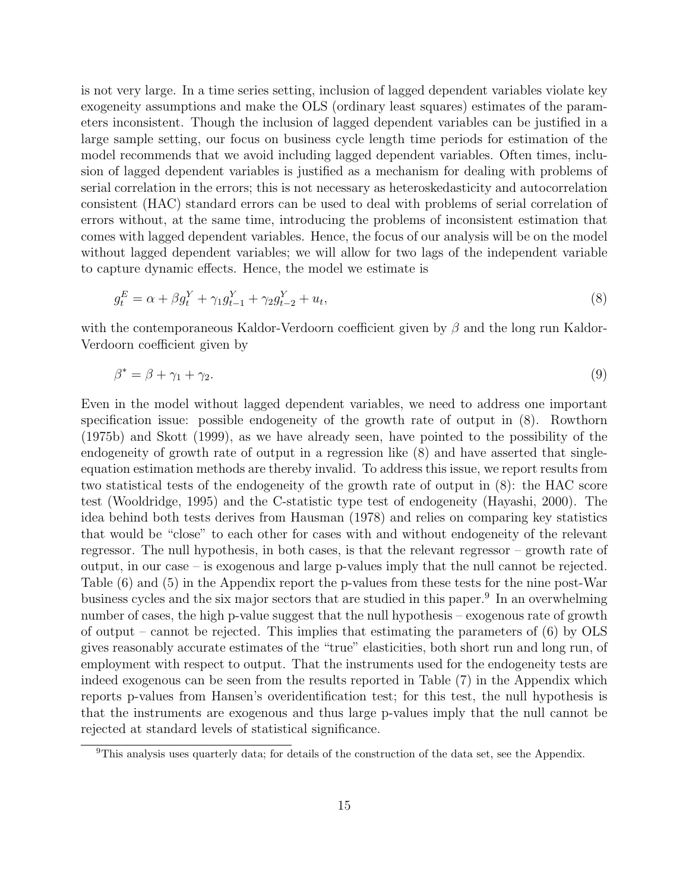is not very large. In a time series setting, inclusion of lagged dependent variables violate key exogeneity assumptions and make the OLS (ordinary least squares) estimates of the parameters inconsistent. Though the inclusion of lagged dependent variables can be justified in a large sample setting, our focus on business cycle length time periods for estimation of the model recommends that we avoid including lagged dependent variables. Often times, inclusion of lagged dependent variables is justified as a mechanism for dealing with problems of serial correlation in the errors; this is not necessary as heteroskedasticity and autocorrelation consistent (HAC) standard errors can be used to deal with problems of serial correlation of errors without, at the same time, introducing the problems of inconsistent estimation that comes with lagged dependent variables. Hence, the focus of our analysis will be on the model without lagged dependent variables; we will allow for two lags of the independent variable to capture dynamic effects. Hence, the model we estimate is

$$g^E_t = \alpha + \beta g^Y_t + \gamma_1 g^Y_{t-1} + \gamma_2 g^Y_{t-2} + u_t, \tag{8}$$

with the contemporaneous Kaldor-Verdoorn coefficient given by $\beta$ and the long run Kaldor-Verdoorn coefficient given by

$$\beta^* = \beta + \gamma_1 + \gamma_2. \tag{9}$$

Even in the model without lagged dependent variables, we need to address one important specification issue: possible endogeneity of the growth rate of output in (8). Rowthorn (1975b) and Skott (1999), as we have already seen, have pointed to the possibility of the endogeneity of growth rate of output in a regression like (8) and have asserted that single-equation estimation methods are thereby invalid. To address this issue, we report results from two statistical tests of the endogeneity of the growth rate of output in (8): the HAC score test (Wooldridge, 1995) and the C-statistic type test of endogeneity (Hayashi, 2000). The idea behind both tests derives from Hausman (1978) and relies on comparing key statistics that would be "close" to each other for cases with and without endogeneity of the relevant regressor. The null hypothesis, in both cases, is that the relevant regressor – growth rate of output, in our case – is exogenous and large p-values imply that the null cannot be rejected. Table (6) and (5) in the Appendix report the p-values from these tests for the nine post-War business cycles and the six major sectors that are studied in this paper.[9] In an overwhelming number of cases, the high p-value suggest that the null hypothesis – exogenous rate of growth of output – cannot be rejected. This implies that estimating the parameters of (6) by OLS gives reasonably accurate estimates of the "true" elasticities, both short run and long run, of employment with respect to output. That the instruments used for the endogeneity tests are indeed exogenous can be seen from the results reported in Table (7) in the Appendix which reports p-values from Hansen's overidentification test; for this test, the null hypothesis is that the instruments are exogenous and thus large p-values imply that the null cannot be rejected at standard levels of statistical significance.

[9]This analysis uses quarterly data; for details of the construction of the data set, see the Appendix.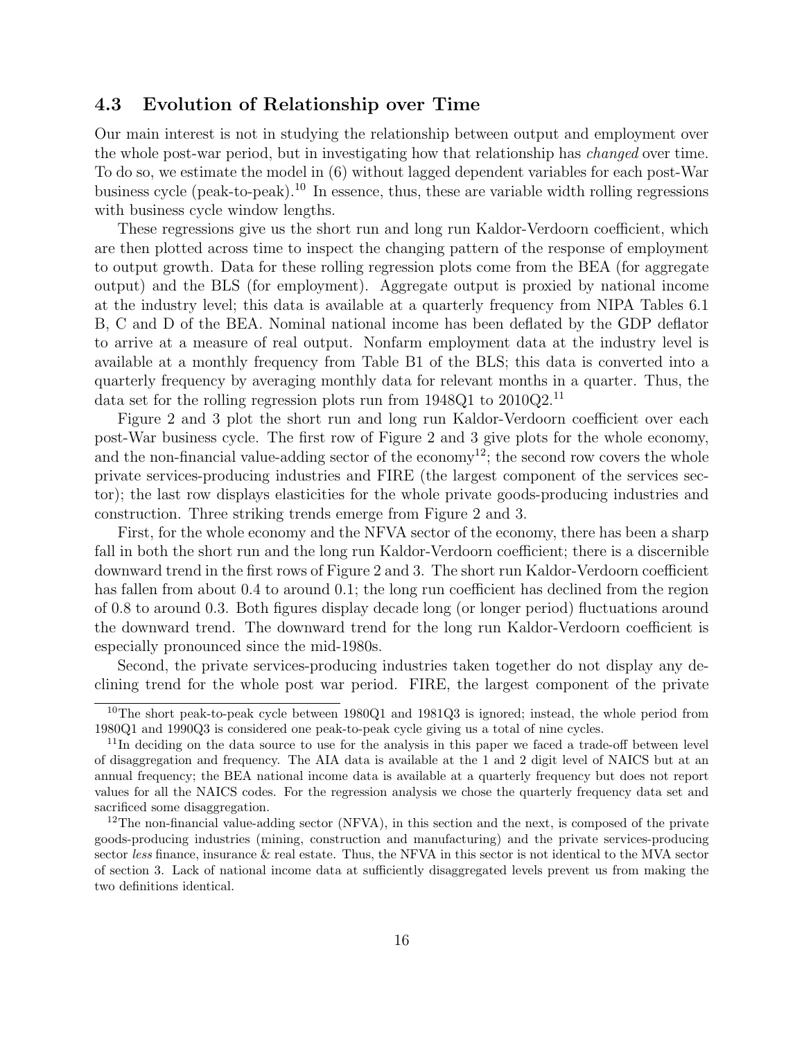## 4.3 Evolution of Relationship over Time

Our main interest is not in studying the relationship between output and employment over the whole post-war period, but in investigating how that relationship has *changed* over time. To do so, we estimate the model in (6) without lagged dependent variables for each post-War business cycle (peak-to-peak).[10] In essence, thus, these are variable width rolling regressions with business cycle window lengths.

These regressions give us the short run and long run Kaldor-Verdoorn coefficient, which are then plotted across time to inspect the changing pattern of the response of employment to output growth. Data for these rolling regression plots come from the BEA (for aggregate output) and the BLS (for employment). Aggregate output is proxied by national income at the industry level; this data is available at a quarterly frequency from NIPA Tables 6.1 B, C and D of the BEA. Nominal national income has been deflated by the GDP deflator to arrive at a measure of real output. Nonfarm employment data at the industry level is available at a monthly frequency from Table B1 of the BLS; this data is converted into a quarterly frequency by averaging monthly data for relevant months in a quarter. Thus, the data set for the rolling regression plots run from 1948Q1 to 2010Q2.[11]

Figure 2 and 3 plot the short run and long run Kaldor-Verdoorn coefficient over each post-War business cycle. The first row of Figure 2 and 3 give plots for the whole economy, and the non-financial value-adding sector of the economy[12]; the second row covers the whole private services-producing industries and FIRE (the largest component of the services sector); the last row displays elasticities for the whole private goods-producing industries and construction. Three striking trends emerge from Figure 2 and 3.

First, for the whole economy and the NFVA sector of the economy, there has been a sharp fall in both the short run and the long run Kaldor-Verdoorn coefficient; there is a discernible downward trend in the first rows of Figure 2 and 3. The short run Kaldor-Verdoorn coefficient has fallen from about 0.4 to around 0.1; the long run coefficient has declined from the region of 0.8 to around 0.3. Both figures display decade long (or longer period) fluctuations around the downward trend. The downward trend for the long run Kaldor-Verdoorn coefficient is especially pronounced since the mid-1980s.

Second, the private services-producing industries taken together do not display any declining trend for the whole post war period. FIRE, the largest component of the private

---

[10] The short peak-to-peak cycle between 1980Q1 and 1981Q3 is ignored; instead, the whole period from 1980Q1 and 1990Q3 is considered one peak-to-peak cycle giving us a total of nine cycles.

[11] In deciding on the data source to use for the analysis in this paper we faced a trade-off between level of disaggregation and frequency. The AIA data is available at the 1 and 2 digit level of NAICS but at an annual frequency; the BEA national income data is available at a quarterly frequency but does not report values for all the NAICS codes. For the regression analysis we chose the quarterly frequency data set and sacrificed some disaggregation.

[12] The non-financial value-adding sector (NFVA), in this section and the next, is composed of the private goods-producing industries (mining, construction and manufacturing) and the private services-producing sector *less* finance, insurance & real estate. Thus, the NFVA in this sector is not identical to the MVA sector of section 3. Lack of national income data at sufficiently disaggregated levels prevent us from making the two definitions identical.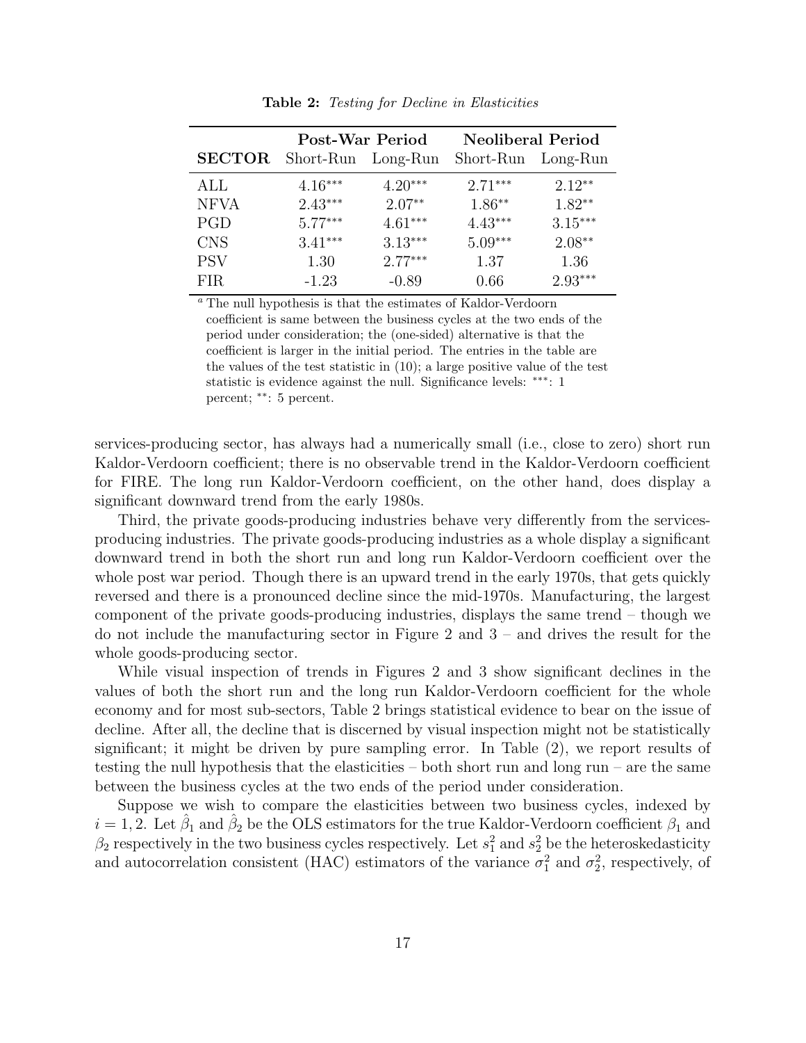**Table 2:** *Testing for Decline in Elasticities*

| SECTOR | Post-War Period | | Neoliberal Period | |
|---|---|---|---|---|
| | Short-Run | Long-Run | Short-Run | Long-Run |
| ALL | $4.16^{***}$ | $4.20^{***}$ | $2.71^{***}$ | $2.12^{**}$ |
| NFVA | $2.43^{***}$ | $2.07^{**}$ | $1.86^{**}$ | $1.82^{**}$ |
| PGD | $5.77^{***}$ | $4.61^{***}$ | $4.43^{***}$ | $3.15^{***}$ |
| CNS | $3.41^{***}$ | $3.13^{***}$ | $5.09^{***}$ | $2.08^{**}$ |
| PSV | 1.30 | $2.77^{***}$ | 1.37 | 1.36 |
| FIR | -1.23 | -0.89 | 0.66 | $2.93^{***}$ |

[a] The null hypothesis is that the estimates of Kaldor-Verdoorn coefficient is same between the business cycles at the two ends of the period under consideration; the (one-sided) alternative is that the coefficient is larger in the initial period. The entries in the table are the values of the test statistic in (10); a large positive value of the test statistic is evidence against the null. Significance levels: ***: 1 percent; **: 5 percent.

services-producing sector, has always had a numerically small (i.e., close to zero) short run Kaldor-Verdoorn coefficient; there is no observable trend in the Kaldor-Verdoorn coefficient for FIRE. The long run Kaldor-Verdoorn coefficient, on the other hand, does display a significant downward trend from the early 1980s.

Third, the private goods-producing industries behave very differently from the services-producing industries. The private goods-producing industries as a whole display a significant downward trend in both the short run and long run Kaldor-Verdoorn coefficient over the whole post war period. Though there is an upward trend in the early 1970s, that gets quickly reversed and there is a pronounced decline since the mid-1970s. Manufacturing, the largest component of the private goods-producing industries, displays the same trend – though we do not include the manufacturing sector in Figure 2 and 3 – and drives the result for the whole goods-producing sector.

While visual inspection of trends in Figures 2 and 3 show significant declines in the values of both the short run and the long run Kaldor-Verdoorn coefficient for the whole economy and for most sub-sectors, Table 2 brings statistical evidence to bear on the issue of decline. After all, the decline that is discerned by visual inspection might not be statistically significant; it might be driven by pure sampling error. In Table (2), we report results of testing the null hypothesis that the elasticities – both short run and long run – are the same between the business cycles at the two ends of the period under consideration.

Suppose we wish to compare the elasticities between two business cycles, indexed by $i = 1, 2$. Let $\hat{\beta}_1$ and $\hat{\beta}_2$ be the OLS estimators for the true Kaldor-Verdoorn coefficient $\beta_1$ and $\beta_2$ respectively in the two business cycles respectively. Let $s_1^2$ and $s_2^2$ be the heteroskedasticity and autocorrelation consistent (HAC) estimators of the variance $\sigma_1^2$ and $\sigma_2^2$, respectively, of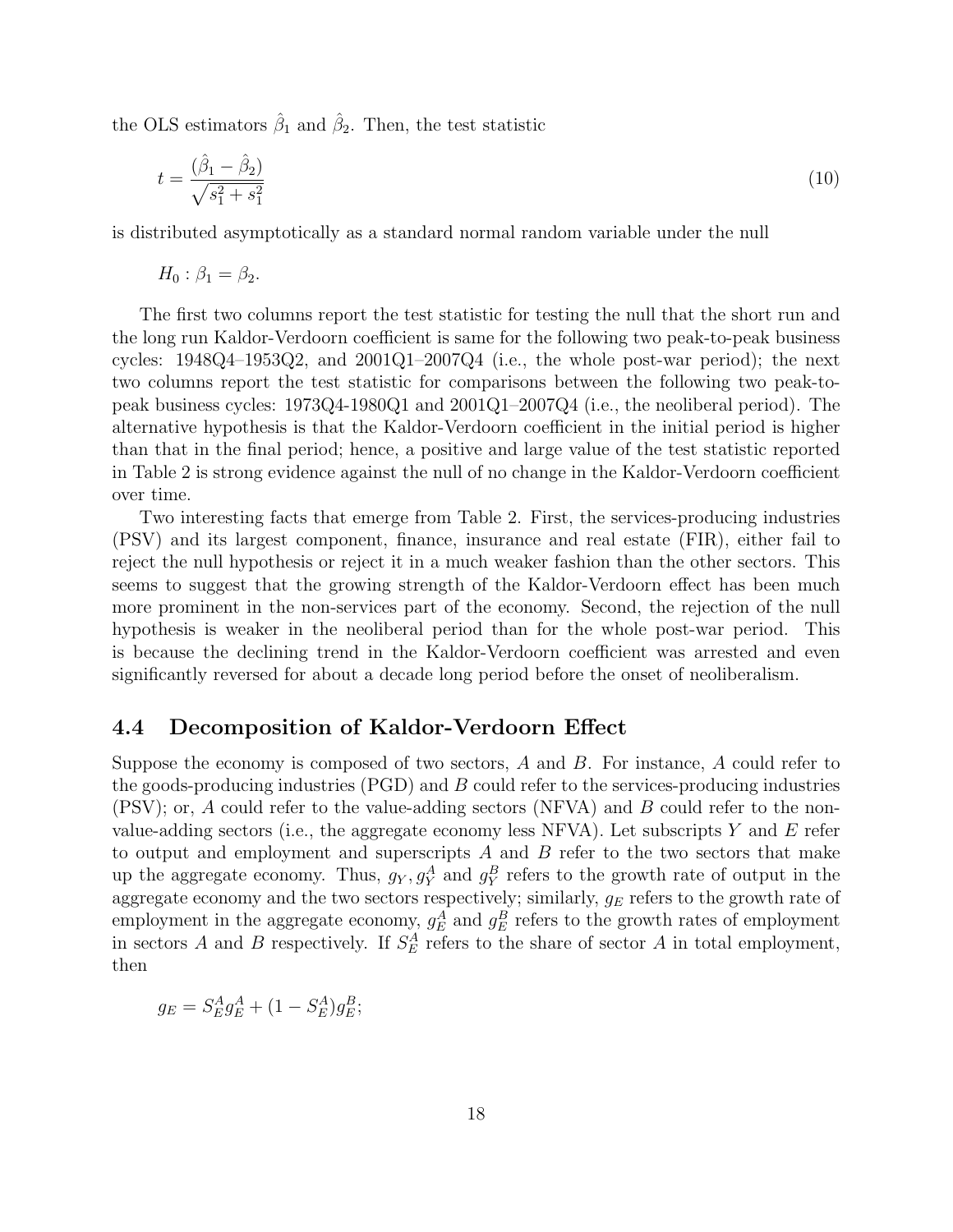the OLS estimators $\hat{\beta}_1$ and $\hat{\beta}_2$. Then, the test statistic

$$t = \frac{(\hat{\beta}_1 - \hat{\beta}_2)}{\sqrt{s_1^2 + s_1^2}} \tag{10}$$

is distributed asymptotically as a standard normal random variable under the null

$$H_0 : \beta_1 = \beta_2.$$

The first two columns report the test statistic for testing the null that the short run and the long run Kaldor-Verdoorn coefficient is same for the following two peak-to-peak business cycles: 1948Q4–1953Q2, and 2001Q1–2007Q4 (i.e., the whole post-war period); the next two columns report the test statistic for comparisons between the following two peak-to-peak business cycles: 1973Q4-1980Q1 and 2001Q1–2007Q4 (i.e., the neoliberal period). The alternative hypothesis is that the Kaldor-Verdoorn coefficient in the initial period is higher than that in the final period; hence, a positive and large value of the test statistic reported in Table 2 is strong evidence against the null of no change in the Kaldor-Verdoorn coefficient over time.

Two interesting facts that emerge from Table 2. First, the services-producing industries (PSV) and its largest component, finance, insurance and real estate (FIR), either fail to reject the null hypothesis or reject it in a much weaker fashion than the other sectors. This seems to suggest that the growing strength of the Kaldor-Verdoorn effect has been much more prominent in the non-services part of the economy. Second, the rejection of the null hypothesis is weaker in the neoliberal period than for the whole post-war period. This is because the declining trend in the Kaldor-Verdoorn coefficient was arrested and even significantly reversed for about a decade long period before the onset of neoliberalism.

## 4.4 Decomposition of Kaldor-Verdoorn Effect

Suppose the economy is composed of two sectors, $A$ and $B$. For instance, $A$ could refer to the goods-producing industries (PGD) and $B$ could refer to the services-producing industries (PSV); or, $A$ could refer to the value-adding sectors (NFVA) and $B$ could refer to the non-value-adding sectors (i.e., the aggregate economy less NFVA). Let subscripts $Y$ and $E$ refer to output and employment and superscripts $A$ and $B$ refer to the two sectors that make up the aggregate economy. Thus, $g_Y, g_Y^A$ and $g_Y^B$ refers to the growth rate of output in the aggregate economy and the two sectors respectively; similarly, $g_E$ refers to the growth rate of employment in the aggregate economy, $g_E^A$ and $g_E^B$ refers to the growth rates of employment in sectors $A$ and $B$ respectively. If $S_E^A$ refers to the share of sector $A$ in total employment, then

$$g_E = S_E^A g_E^A + (1 - S_E^A) g_E^B;$$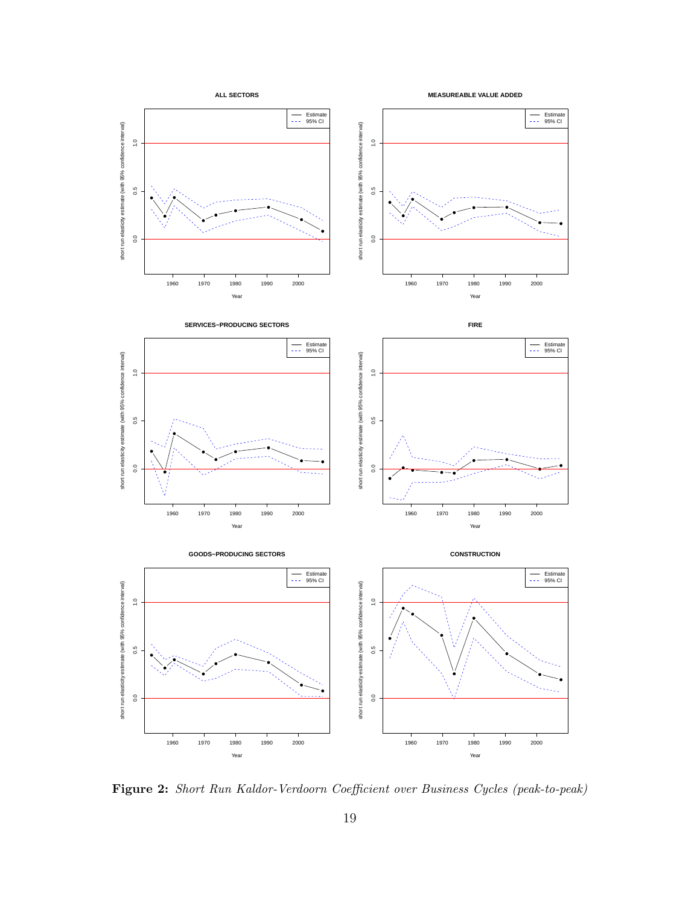**Figure 2:** *Short Run Kaldor-Verdoorn Coefficient over Business Cycles (peak-to-peak)*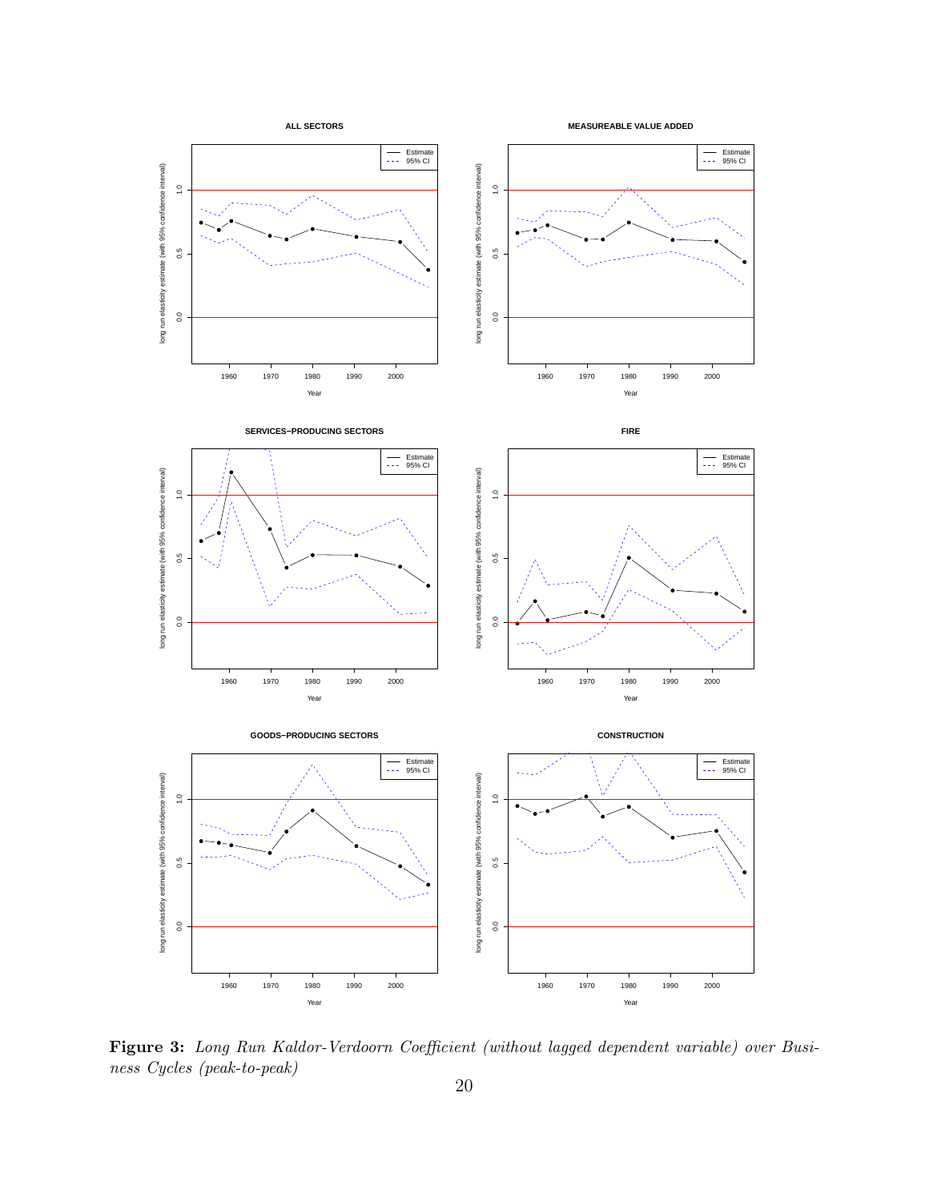**Figure 3:** *Long Run Kaldor-Verdoorn Coefficient (without lagged dependent variable) over Business Cycles (peak-to-peak)*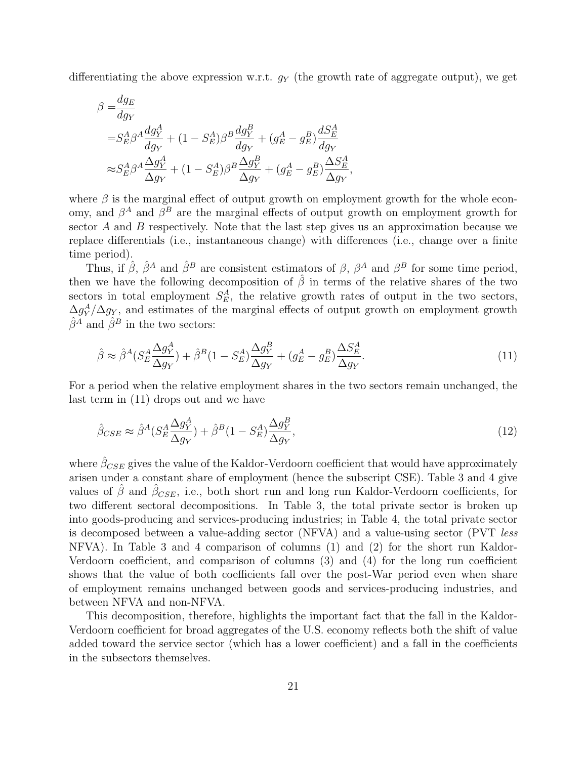differentiating the above expression w.r.t. $g_Y$ (the growth rate of aggregate output), we get

$$
\begin{aligned}
\beta =& \frac{dg_E}{dg_Y} \\
=& S_E^A \beta^A \frac{dg_Y^A}{dg_Y} + (1 - S_E^A)\beta^B \frac{dg_Y^B}{dg_Y} + (g_E^A - g_E^B)\frac{dS_E^A}{dg_Y} \\
\approx& S_E^A \beta^A \frac{\Delta g_Y^A}{\Delta g_Y} + (1 - S_E^A)\beta^B \frac{\Delta g_Y^B}{\Delta g_Y} + (g_E^A - g_E^B)\frac{\Delta S_E^A}{\Delta g_Y},
\end{aligned}
$$

where $\beta$ is the marginal effect of output growth on employment growth for the whole economy, and $\beta^A$ and $\beta^B$ are the marginal effects of output growth on employment growth for sector $A$ and $B$ respectively. Note that the last step gives us an approximation because we replace differentials (i.e., instantaneous change) with differences (i.e., change over a finite time period).

Thus, if $\hat{\beta}$, $\hat{\beta}^A$ and $\hat{\beta}^B$ are consistent estimators of $\beta$, $\beta^A$ and $\beta^B$ for some time period, then we have the following decomposition of $\hat{\beta}$ in terms of the relative shares of the two sectors in total employment $S_E^A$, the relative growth rates of output in the two sectors, $\Delta g_Y^A / \Delta g_Y$, and estimates of the marginal effects of output growth on employment growth $\hat{\beta}^A$ and $\hat{\beta}^B$ in the two sectors:

$$
\hat{\beta} \approx \hat{\beta}^A (S_E^A \frac{\Delta g_Y^A}{\Delta g_Y}) + \hat{\beta}^B (1 - S_E^A)\frac{\Delta g_Y^B}{\Delta g_Y} + (g_E^A - g_E^B)\frac{\Delta S_E^A}{\Delta g_Y}. \tag{11}
$$

For a period when the relative employment shares in the two sectors remain unchanged, the last term in (11) drops out and we have

$$
\hat{\beta}_{CSE} \approx \hat{\beta}^A (S_E^A \frac{\Delta g_Y^A}{\Delta g_Y}) + \hat{\beta}^B (1 - S_E^A)\frac{\Delta g_Y^B}{\Delta g_Y}, \tag{12}
$$

where $\hat{\beta}_{CSE}$ gives the value of the Kaldor-Verdoorn coefficient that would have approximately arisen under a constant share of employment (hence the subscript CSE). Table 3 and 4 give values of $\hat{\beta}$ and $\hat{\beta}_{CSE}$, i.e., both short run and long run Kaldor-Verdoorn coefficients, for two different sectoral decompositions. In Table 3, the total private sector is broken up into goods-producing and services-producing industries; in Table 4, the total private sector is decomposed between a value-adding sector (NFVA) and a value-using sector (PVT *less* NFVA). In Table 3 and 4 comparison of columns (1) and (2) for the short run Kaldor-Verdoorn coefficient, and comparison of columns (3) and (4) for the long run coefficient shows that the value of both coefficients fall over the post-War period even when share of employment remains unchanged between goods and services-producing industries, and between NFVA and non-NFVA.

This decomposition, therefore, highlights the important fact that the fall in the Kaldor-Verdoorn coefficient for broad aggregates of the U.S. economy reflects both the shift of value added toward the service sector (which has a lower coefficient) and a fall in the coefficients in the subsectors themselves.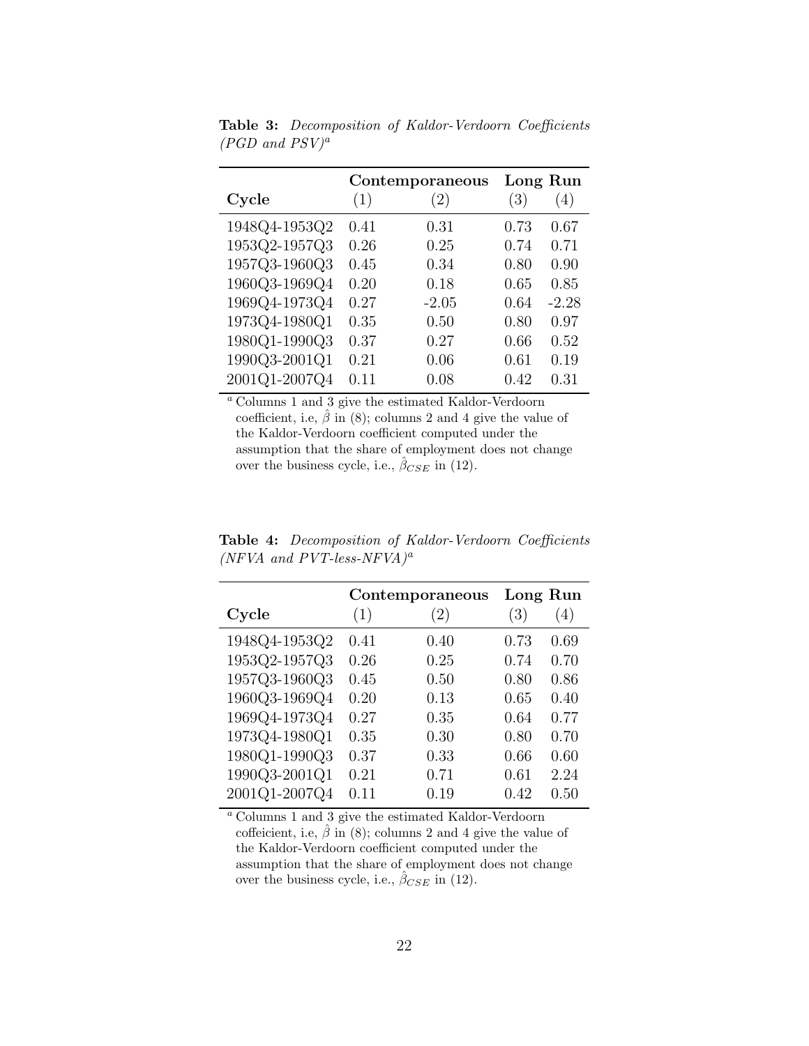**Table 3:** *Decomposition of Kaldor-Verdoorn Coefficients (PGD and PSV)*[a]

| | **Contemporaneous** | | **Long Run** | |
|---|---|---|---|---|
| **Cycle** | (1) | (2) | (3) | (4) |
| 1948Q4-1953Q2 | 0.41 | 0.31 | 0.73 | 0.67 |
| 1953Q2-1957Q3 | 0.26 | 0.25 | 0.74 | 0.71 |
| 1957Q3-1960Q3 | 0.45 | 0.34 | 0.80 | 0.90 |
| 1960Q3-1969Q4 | 0.20 | 0.18 | 0.65 | 0.85 |
| 1969Q4-1973Q4 | 0.27 | -2.05 | 0.64 | -2.28 |
| 1973Q4-1980Q1 | 0.35 | 0.50 | 0.80 | 0.97 |
| 1980Q1-1990Q3 | 0.37 | 0.27 | 0.66 | 0.52 |
| 1990Q3-2001Q1 | 0.21 | 0.06 | 0.61 | 0.19 |
| 2001Q1-2007Q4 | 0.11 | 0.08 | 0.42 | 0.31 |

[a] Columns 1 and 3 give the estimated Kaldor-Verdoorn coefficient, i.e, $\hat{\beta}$ in (8); columns 2 and 4 give the value of the Kaldor-Verdoorn coefficient computed under the assumption that the share of employment does not change over the business cycle, i.e., $\hat{\beta}_{CSE}$ in (12).

**Table 4:** *Decomposition of Kaldor-Verdoorn Coefficients (NFVA and PVT-less-NFVA)*[a]

| | **Contemporaneous** | | **Long Run** | |
|---|---|---|---|---|
| **Cycle** | (1) | (2) | (3) | (4) |
| 1948Q4-1953Q2 | 0.41 | 0.40 | 0.73 | 0.69 |
| 1953Q2-1957Q3 | 0.26 | 0.25 | 0.74 | 0.70 |
| 1957Q3-1960Q3 | 0.45 | 0.50 | 0.80 | 0.86 |
| 1960Q3-1969Q4 | 0.20 | 0.13 | 0.65 | 0.40 |
| 1969Q4-1973Q4 | 0.27 | 0.35 | 0.64 | 0.77 |
| 1973Q4-1980Q1 | 0.35 | 0.30 | 0.80 | 0.70 |
| 1980Q1-1990Q3 | 0.37 | 0.33 | 0.66 | 0.60 |
| 1990Q3-2001Q1 | 0.21 | 0.71 | 0.61 | 2.24 |
| 2001Q1-2007Q4 | 0.11 | 0.19 | 0.42 | 0.50 |

[a] Columns 1 and 3 give the estimated Kaldor-Verdoorn coffeicient, i.e, $\hat{\beta}$ in (8); columns 2 and 4 give the value of the Kaldor-Verdoorn coefficient computed under the assumption that the share of employment does not change over the business cycle, i.e., $\hat{\beta}_{CSE}$ in (12).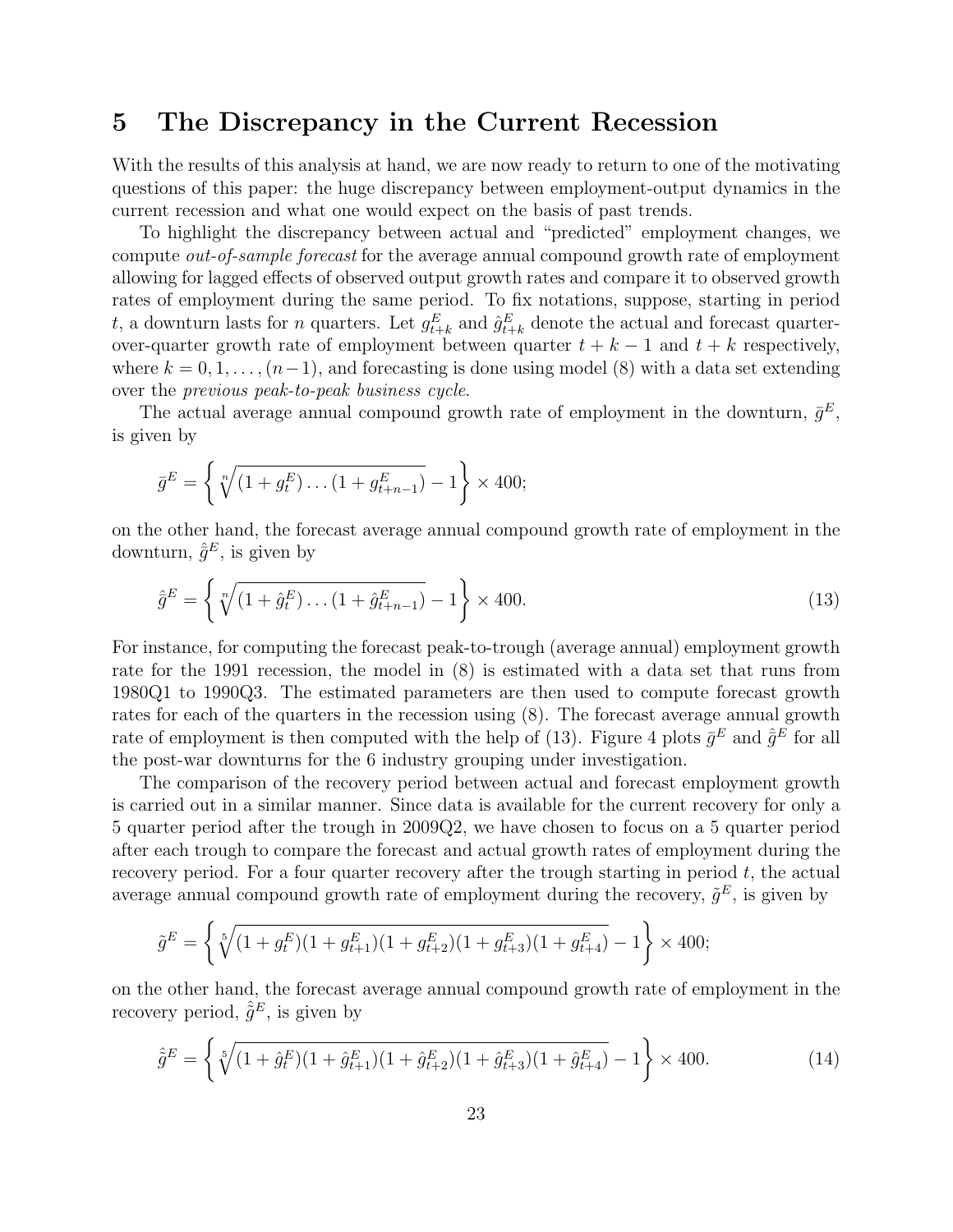## 5 The Discrepancy in the Current Recession

With the results of this analysis at hand, we are now ready to return to one of the motivating questions of this paper: the huge discrepancy between employment-output dynamics in the current recession and what one would expect on the basis of past trends.

To highlight the discrepancy between actual and "predicted" employment changes, we compute *out-of-sample forecast* for the average annual compound growth rate of employment allowing for lagged effects of observed output growth rates and compare it to observed growth rates of employment during the same period. To fix notations, suppose, starting in period $t$, a downturn lasts for $n$ quarters. Let $g^E_{t+k}$ and $\hat{g}^E_{t+k}$ denote the actual and forecast quarter-over-quarter growth rate of employment between quarter $t+k-1$ and $t+k$ respectively, where $k = 0, 1, \ldots, (n-1)$, and forecasting is done using model (8) with a data set extending over the *previous peak-to-peak business cycle*.

The actual average annual compound growth rate of employment in the downturn, $\bar{g}^E$, is given by

$$\bar{g}^E = \left\{ \sqrt[n]{(1 + g^E_t) \ldots (1 + g^E_{t+n-1})} - 1 \right\} \times 400;$$

on the other hand, the forecast average annual compound growth rate of employment in the downturn, $\hat{\bar{g}}^E$, is given by

$$\hat{\bar{g}}^E = \left\{ \sqrt[n]{(1 + \hat{g}^E_t) \ldots (1 + \hat{g}^E_{t+n-1})} - 1 \right\} \times 400. \tag{13}$$

For instance, for computing the forecast peak-to-trough (average annual) employment growth rate for the 1991 recession, the model in (8) is estimated with a data set that runs from 1980Q1 to 1990Q3. The estimated parameters are then used to compute forecast growth rates for each of the quarters in the recession using (8). The forecast average annual growth rate of employment is then computed with the help of (13). Figure 4 plots $\bar{g}^E$ and $\hat{\bar{g}}^E$ for all the post-war downturns for the 6 industry grouping under investigation.

The comparison of the recovery period between actual and forecast employment growth is carried out in a similar manner. Since data is available for the current recovery for only a 5 quarter period after the trough in 2009Q2, we have chosen to focus on a 5 quarter period after each trough to compare the forecast and actual growth rates of employment during the recovery period. For a four quarter recovery after the trough starting in period $t$, the actual average annual compound growth rate of employment during the recovery, $\tilde{g}^E$, is given by

$$\tilde{g}^E = \left\{ \sqrt[5]{(1 + g^E_t)(1 + g^E_{t+1})(1 + g^E_{t+2})(1 + g^E_{t+3})(1 + g^E_{t+4})} - 1 \right\} \times 400;$$

on the other hand, the forecast average annual compound growth rate of employment in the recovery period, $\hat{\tilde{g}}^E$, is given by

$$\hat{\tilde{g}}^E = \left\{ \sqrt[5]{(1 + \hat{g}^E_t)(1 + \hat{g}^E_{t+1})(1 + \hat{g}^E_{t+2})(1 + \hat{g}^E_{t+3})(1 + \hat{g}^E_{t+4})} - 1 \right\} \times 400. \tag{14}$$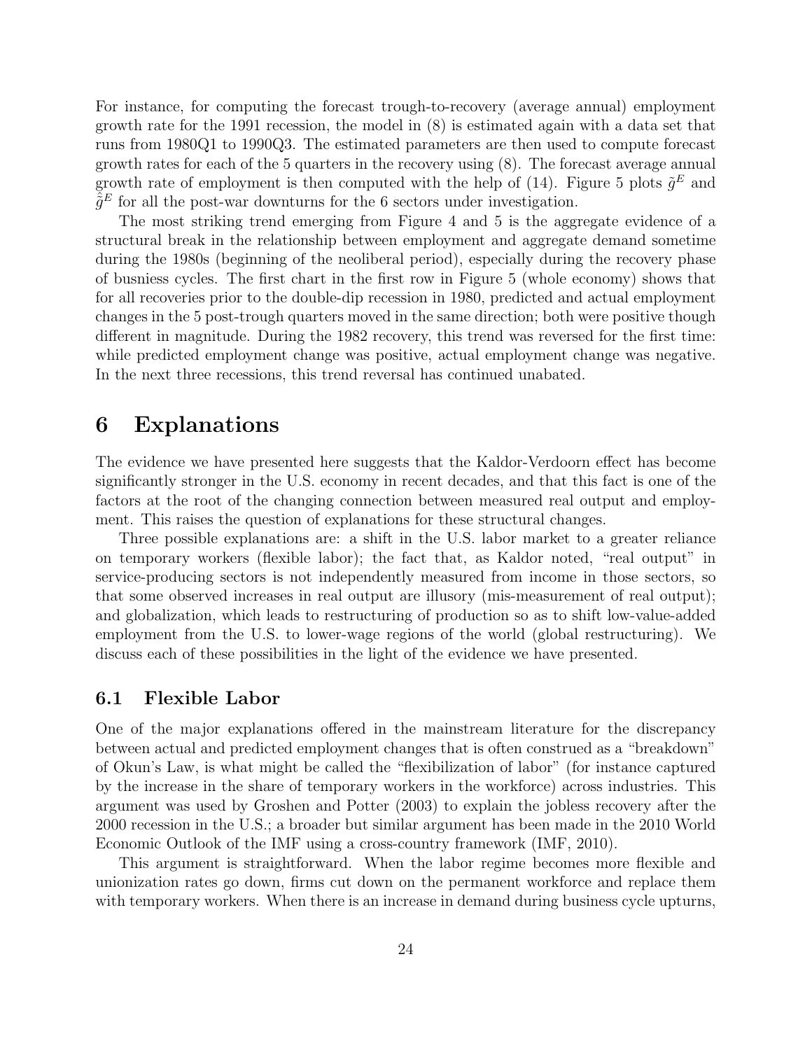For instance, for computing the forecast trough-to-recovery (average annual) employment growth rate for the 1991 recession, the model in (8) is estimated again with a data set that runs from 1980Q1 to 1990Q3. The estimated parameters are then used to compute forecast growth rates for each of the 5 quarters in the recovery using (8). The forecast average annual growth rate of employment is then computed with the help of (14). Figure 5 plots $\tilde{g}^E$ and $\hat{\tilde{g}}^E$ for all the post-war downturns for the 6 sectors under investigation.

The most striking trend emerging from Figure 4 and 5 is the aggregate evidence of a structural break in the relationship between employment and aggregate demand sometime during the 1980s (beginning of the neoliberal period), especially during the recovery phase of busniess cycles. The first chart in the first row in Figure 5 (whole economy) shows that for all recoveries prior to the double-dip recession in 1980, predicted and actual employment changes in the 5 post-trough quarters moved in the same direction; both were positive though different in magnitude. During the 1982 recovery, this trend was reversed for the first time: while predicted employment change was positive, actual employment change was negative. In the next three recessions, this trend reversal has continued unabated.

# 6 Explanations

The evidence we have presented here suggests that the Kaldor-Verdoorn effect has become significantly stronger in the U.S. economy in recent decades, and that this fact is one of the factors at the root of the changing connection between measured real output and employment. This raises the question of explanations for these structural changes.

Three possible explanations are: a shift in the U.S. labor market to a greater reliance on temporary workers (flexible labor); the fact that, as Kaldor noted, "real output" in service-producing sectors is not independently measured from income in those sectors, so that some observed increases in real output are illusory (mis-measurement of real output); and globalization, which leads to restructuring of production so as to shift low-value-added employment from the U.S. to lower-wage regions of the world (global restructuring). We discuss each of these possibilities in the light of the evidence we have presented.

## 6.1 Flexible Labor

One of the major explanations offered in the mainstream literature for the discrepancy between actual and predicted employment changes that is often construed as a "breakdown" of Okun's Law, is what might be called the "flexibilization of labor" (for instance captured by the increase in the share of temporary workers in the workforce) across industries. This argument was used by Groshen and Potter (2003) to explain the jobless recovery after the 2000 recession in the U.S.; a broader but similar argument has been made in the 2010 World Economic Outlook of the IMF using a cross-country framework (IMF, 2010).

This argument is straightforward. When the labor regime becomes more flexible and unionization rates go down, firms cut down on the permanent workforce and replace them with temporary workers. When there is an increase in demand during business cycle upturns,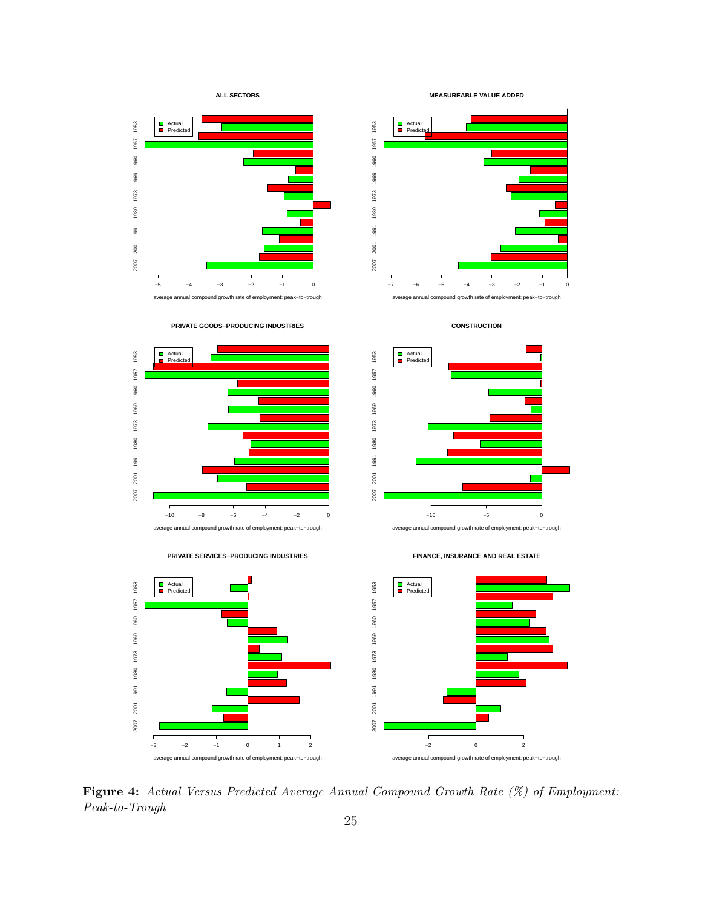**Figure 4:** *Actual Versus Predicted Average Annual Compound Growth Rate (%) of Employment: Peak-to-Trough*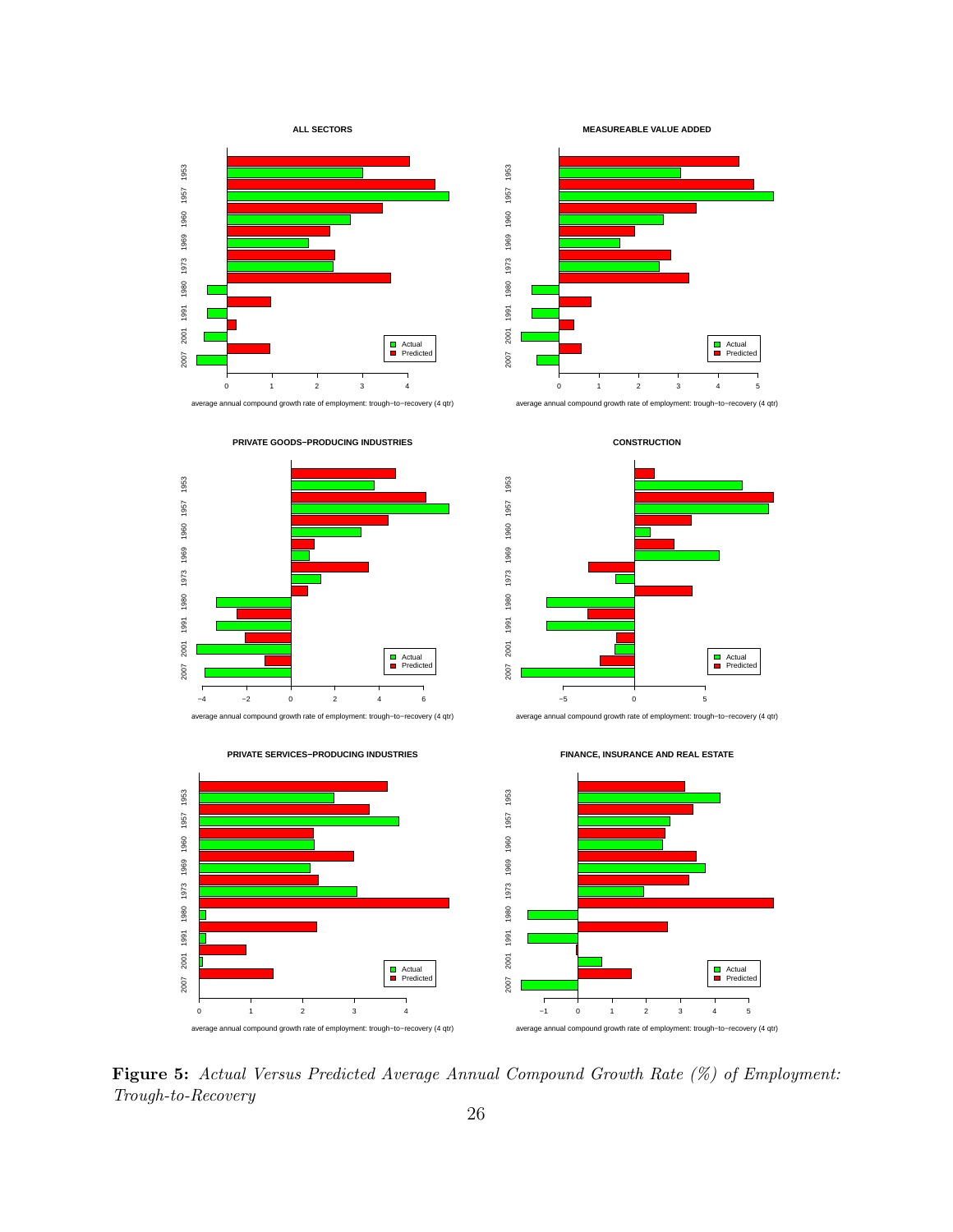**Figure 5:** *Actual Versus Predicted Average Annual Compound Growth Rate (%) of Employment: Trough-to-Recovery*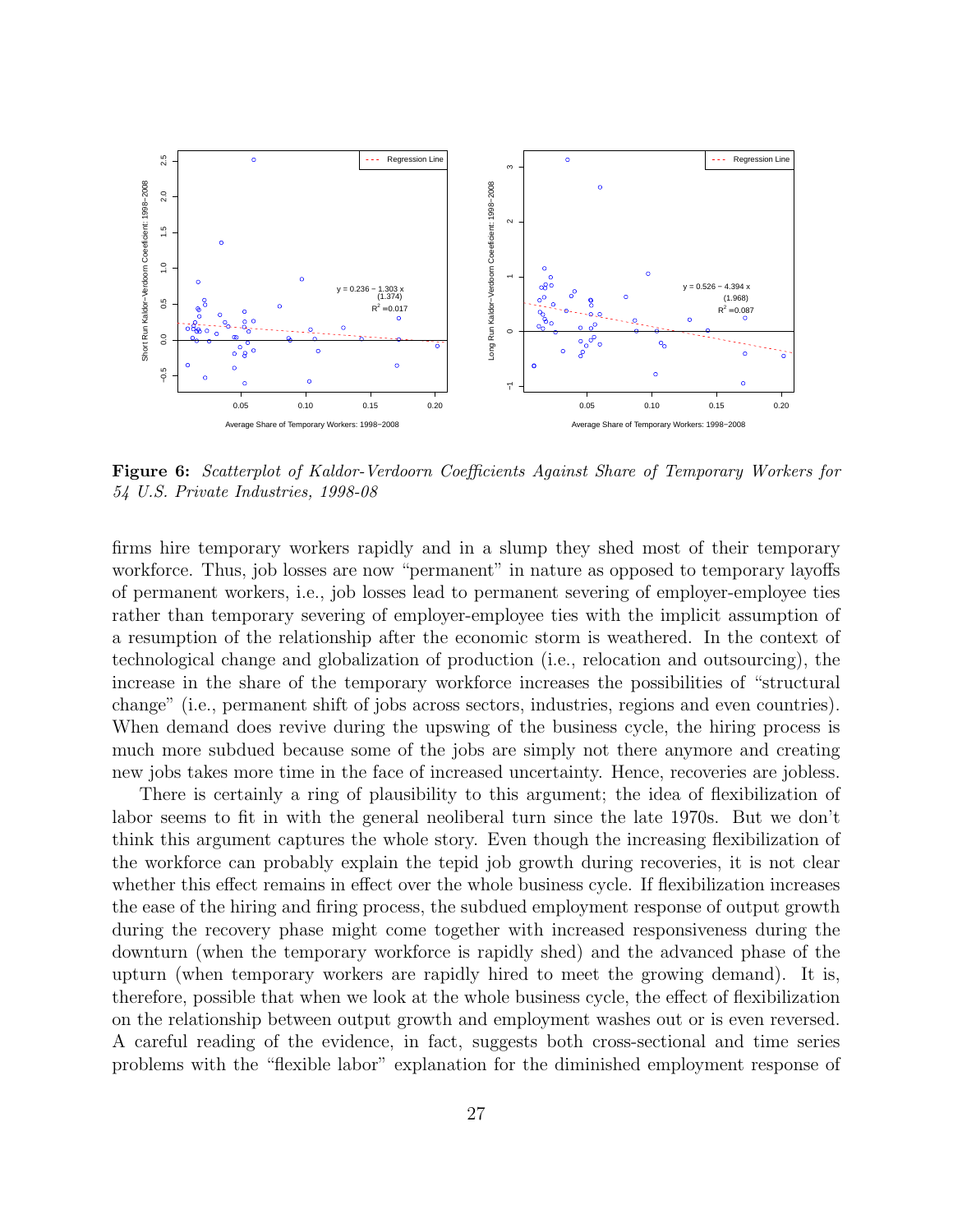**Figure 6:** *Scatterplot of Kaldor-Verdoorn Coefficients Against Share of Temporary Workers for 54 U.S. Private Industries, 1998-08*

firms hire temporary workers rapidly and in a slump they shed most of their temporary workforce. Thus, job losses are now "permanent" in nature as opposed to temporary layoffs of permanent workers, i.e., job losses lead to permanent severing of employer-employee ties rather than temporary severing of employer-employee ties with the implicit assumption of a resumption of the relationship after the economic storm is weathered. In the context of technological change and globalization of production (i.e., relocation and outsourcing), the increase in the share of the temporary workforce increases the possibilities of "structural change" (i.e., permanent shift of jobs across sectors, industries, regions and even countries). When demand does revive during the upswing of the business cycle, the hiring process is much more subdued because some of the jobs are simply not there anymore and creating new jobs takes more time in the face of increased uncertainty. Hence, recoveries are jobless.

There is certainly a ring of plausibility to this argument; the idea of flexibilization of labor seems to fit in with the general neoliberal turn since the late 1970s. But we don't think this argument captures the whole story. Even though the increasing flexibilization of the workforce can probably explain the tepid job growth during recoveries, it is not clear whether this effect remains in effect over the whole business cycle. If flexibilization increases the ease of the hiring and firing process, the subdued employment response of output growth during the recovery phase might come together with increased responsiveness during the downturn (when the temporary workforce is rapidly shed) and the advanced phase of the upturn (when temporary workers are rapidly hired to meet the growing demand). It is, therefore, possible that when we look at the whole business cycle, the effect of flexibilization on the relationship between output growth and employment washes out or is even reversed. A careful reading of the evidence, in fact, suggests both cross-sectional and time series problems with the "flexible labor" explanation for the diminished employment response of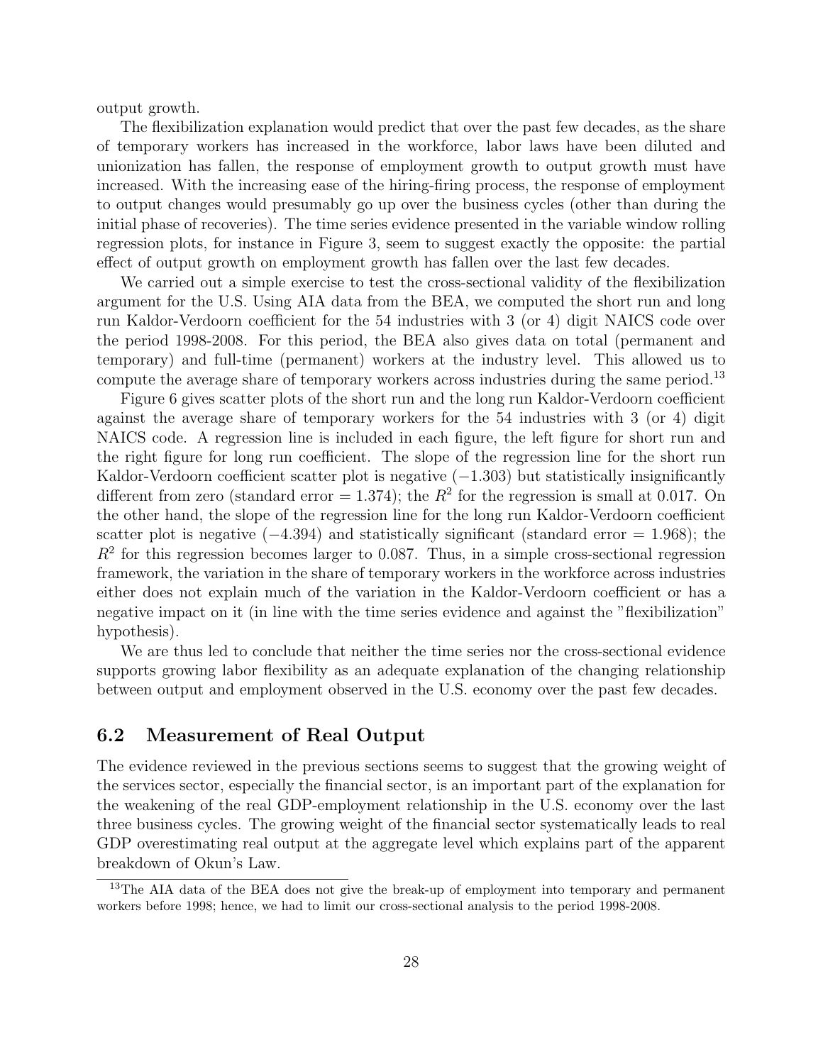output growth.

The flexibilization explanation would predict that over the past few decades, as the share of temporary workers has increased in the workforce, labor laws have been diluted and unionization has fallen, the response of employment growth to output growth must have increased. With the increasing ease of the hiring-firing process, the response of employment to output changes would presumably go up over the business cycles (other than during the initial phase of recoveries). The time series evidence presented in the variable window rolling regression plots, for instance in Figure 3, seem to suggest exactly the opposite: the partial effect of output growth on employment growth has fallen over the last few decades.

We carried out a simple exercise to test the cross-sectional validity of the flexibilization argument for the U.S. Using AIA data from the BEA, we computed the short run and long run Kaldor-Verdoorn coefficient for the 54 industries with 3 (or 4) digit NAICS code over the period 1998-2008. For this period, the BEA also gives data on total (permanent and temporary) and full-time (permanent) workers at the industry level. This allowed us to compute the average share of temporary workers across industries during the same period.[13]

Figure 6 gives scatter plots of the short run and the long run Kaldor-Verdoorn coefficient against the average share of temporary workers for the 54 industries with 3 (or 4) digit NAICS code. A regression line is included in each figure, the left figure for short run and the right figure for long run coefficient. The slope of the regression line for the short run Kaldor-Verdoorn coefficient scatter plot is negative ($-1.303$) but statistically insignificantly different from zero (standard error = 1.374); the $R^2$ for the regression is small at 0.017. On the other hand, the slope of the regression line for the long run Kaldor-Verdoorn coefficient scatter plot is negative ($-4.394$) and statistically significant (standard error = 1.968); the $R^2$ for this regression becomes larger to 0.087. Thus, in a simple cross-sectional regression framework, the variation in the share of temporary workers in the workforce across industries either does not explain much of the variation in the Kaldor-Verdoorn coefficient or has a negative impact on it (in line with the time series evidence and against the "flexibilization" hypothesis).

We are thus led to conclude that neither the time series nor the cross-sectional evidence supports growing labor flexibility as an adequate explanation of the changing relationship between output and employment observed in the U.S. economy over the past few decades.

## 6.2 Measurement of Real Output

The evidence reviewed in the previous sections seems to suggest that the growing weight of the services sector, especially the financial sector, is an important part of the explanation for the weakening of the real GDP-employment relationship in the U.S. economy over the last three business cycles. The growing weight of the financial sector systematically leads to real GDP overestimating real output at the aggregate level which explains part of the apparent breakdown of Okun's Law.

[13] The AIA data of the BEA does not give the break-up of employment into temporary and permanent workers before 1998; hence, we had to limit our cross-sectional analysis to the period 1998-2008.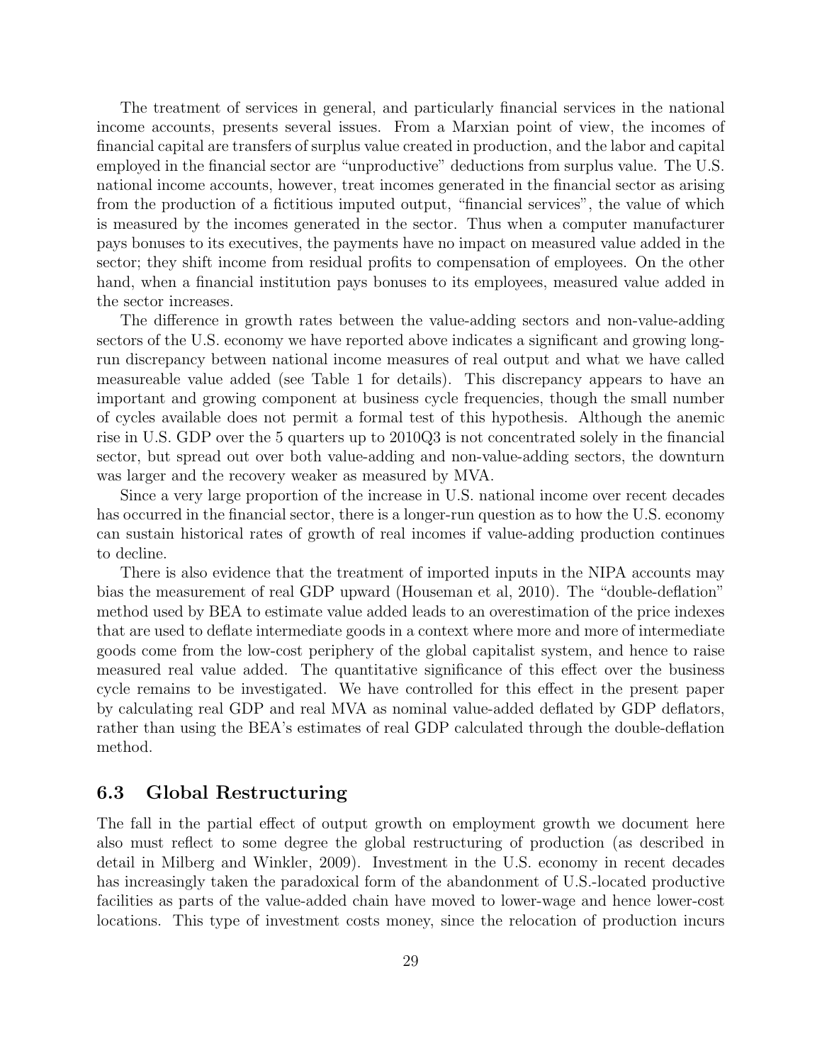The treatment of services in general, and particularly financial services in the national income accounts, presents several issues. From a Marxian point of view, the incomes of financial capital are transfers of surplus value created in production, and the labor and capital employed in the financial sector are "unproductive" deductions from surplus value. The U.S. national income accounts, however, treat incomes generated in the financial sector as arising from the production of a fictitious imputed output, "financial services", the value of which is measured by the incomes generated in the sector. Thus when a computer manufacturer pays bonuses to its executives, the payments have no impact on measured value added in the sector; they shift income from residual profits to compensation of employees. On the other hand, when a financial institution pays bonuses to its employees, measured value added in the sector increases.

The difference in growth rates between the value-adding sectors and non-value-adding sectors of the U.S. economy we have reported above indicates a significant and growing long-run discrepancy between national income measures of real output and what we have called measureable value added (see Table 1 for details). This discrepancy appears to have an important and growing component at business cycle frequencies, though the small number of cycles available does not permit a formal test of this hypothesis. Although the anemic rise in U.S. GDP over the 5 quarters up to 2010Q3 is not concentrated solely in the financial sector, but spread out over both value-adding and non-value-adding sectors, the downturn was larger and the recovery weaker as measured by MVA.

Since a very large proportion of the increase in U.S. national income over recent decades has occurred in the financial sector, there is a longer-run question as to how the U.S. economy can sustain historical rates of growth of real incomes if value-adding production continues to decline.

There is also evidence that the treatment of imported inputs in the NIPA accounts may bias the measurement of real GDP upward (Houseman et al, 2010). The "double-deflation" method used by BEA to estimate value added leads to an overestimation of the price indexes that are used to deflate intermediate goods in a context where more and more of intermediate goods come from the low-cost periphery of the global capitalist system, and hence to raise measured real value added. The quantitative significance of this effect over the business cycle remains to be investigated. We have controlled for this effect in the present paper by calculating real GDP and real MVA as nominal value-added deflated by GDP deflators, rather than using the BEA's estimates of real GDP calculated through the double-deflation method.

### 6.3 Global Restructuring

The fall in the partial effect of output growth on employment growth we document here also must reflect to some degree the global restructuring of production (as described in detail in Milberg and Winkler, 2009). Investment in the U.S. economy in recent decades has increasingly taken the paradoxical form of the abandonment of U.S.-located productive facilities as parts of the value-added chain have moved to lower-wage and hence lower-cost locations. This type of investment costs money, since the relocation of production incurs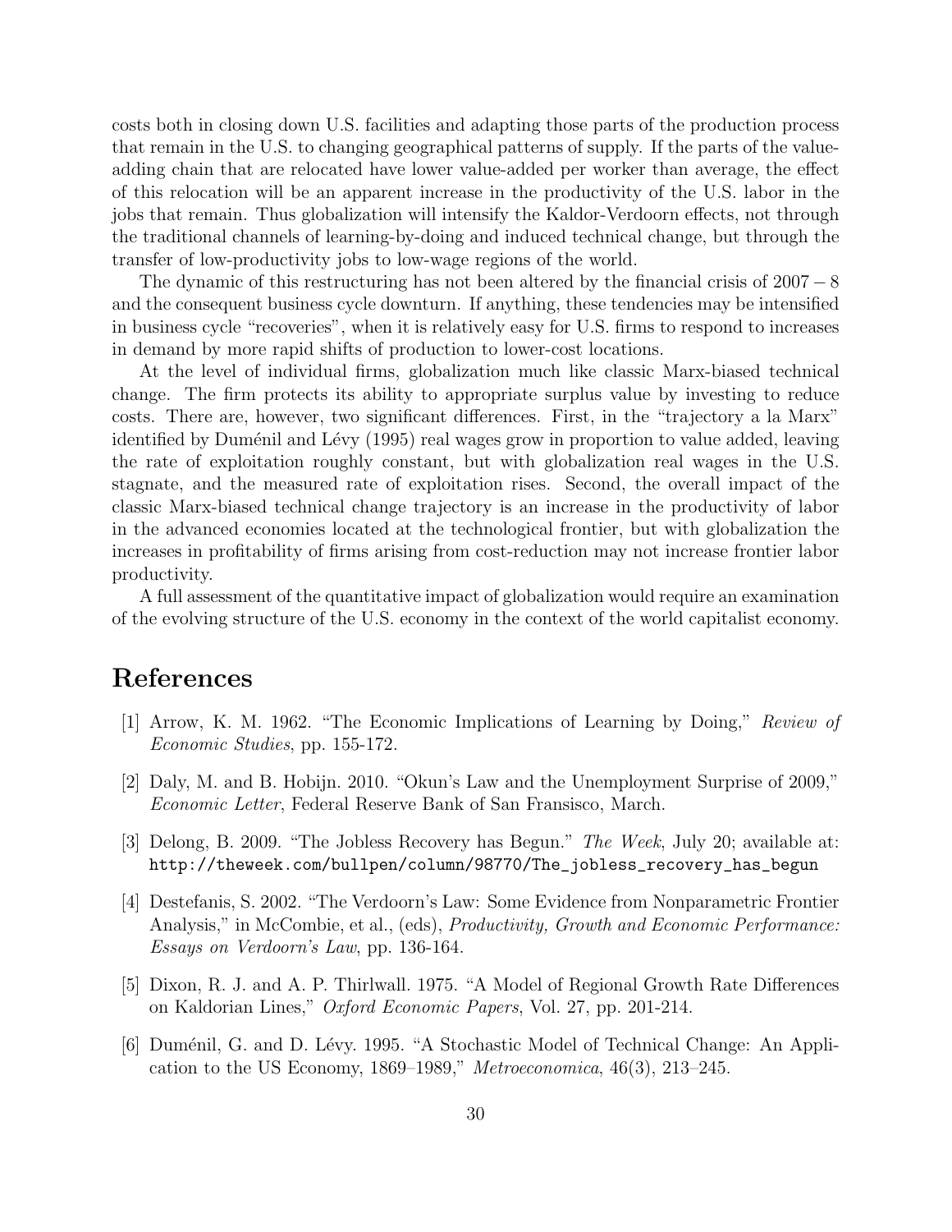costs both in closing down U.S. facilities and adapting those parts of the production process that remain in the U.S. to changing geographical patterns of supply. If the parts of the value-adding chain that are relocated have lower value-added per worker than average, the effect of this relocation will be an apparent increase in the productivity of the U.S. labor in the jobs that remain. Thus globalization will intensify the Kaldor-Verdoorn effects, not through the traditional channels of learning-by-doing and induced technical change, but through the transfer of low-productivity jobs to low-wage regions of the world.

The dynamic of this restructuring has not been altered by the financial crisis of $2007-8$ and the consequent business cycle downturn. If anything, these tendencies may be intensified in business cycle "recoveries", when it is relatively easy for U.S. firms to respond to increases in demand by more rapid shifts of production to lower-cost locations.

At the level of individual firms, globalization much like classic Marx-biased technical change. The firm protects its ability to appropriate surplus value by investing to reduce costs. There are, however, two significant differences. First, in the "trajectory a la Marx" identified by Duménil and Lévy (1995) real wages grow in proportion to value added, leaving the rate of exploitation roughly constant, but with globalization real wages in the U.S. stagnate, and the measured rate of exploitation rises. Second, the overall impact of the classic Marx-biased technical change trajectory is an increase in the productivity of labor in the advanced economies located at the technological frontier, but with globalization the increases in profitability of firms arising from cost-reduction may not increase frontier labor productivity.

A full assessment of the quantitative impact of globalization would require an examination of the evolving structure of the U.S. economy in the context of the world capitalist economy.

# References

[1] Arrow, K. M. 1962. "The Economic Implications of Learning by Doing," *Review of Economic Studies*, pp. 155-172.

[2] Daly, M. and B. Hobijn. 2010. "Okun's Law and the Unemployment Surprise of 2009," *Economic Letter*, Federal Reserve Bank of San Fransisco, March.

[3] Delong, B. 2009. "The Jobless Recovery has Begun." *The Week*, July 20; available at: `http://theweek.com/bullpen/column/98770/The_jobless_recovery_has_begun`

[4] Destefanis, S. 2002. "The Verdoorn's Law: Some Evidence from Nonparametric Frontier Analysis," in McCombie, et al., (eds), *Productivity, Growth and Economic Performance: Essays on Verdoorn's Law*, pp. 136-164.

[5] Dixon, R. J. and A. P. Thirlwall. 1975. "A Model of Regional Growth Rate Differences on Kaldorian Lines," *Oxford Economic Papers*, Vol. 27, pp. 201-214.

[6] Duménil, G. and D. Lévy. 1995. "A Stochastic Model of Technical Change: An Application to the US Economy, 1869–1989," *Metroeconomica*, 46(3), 213–245.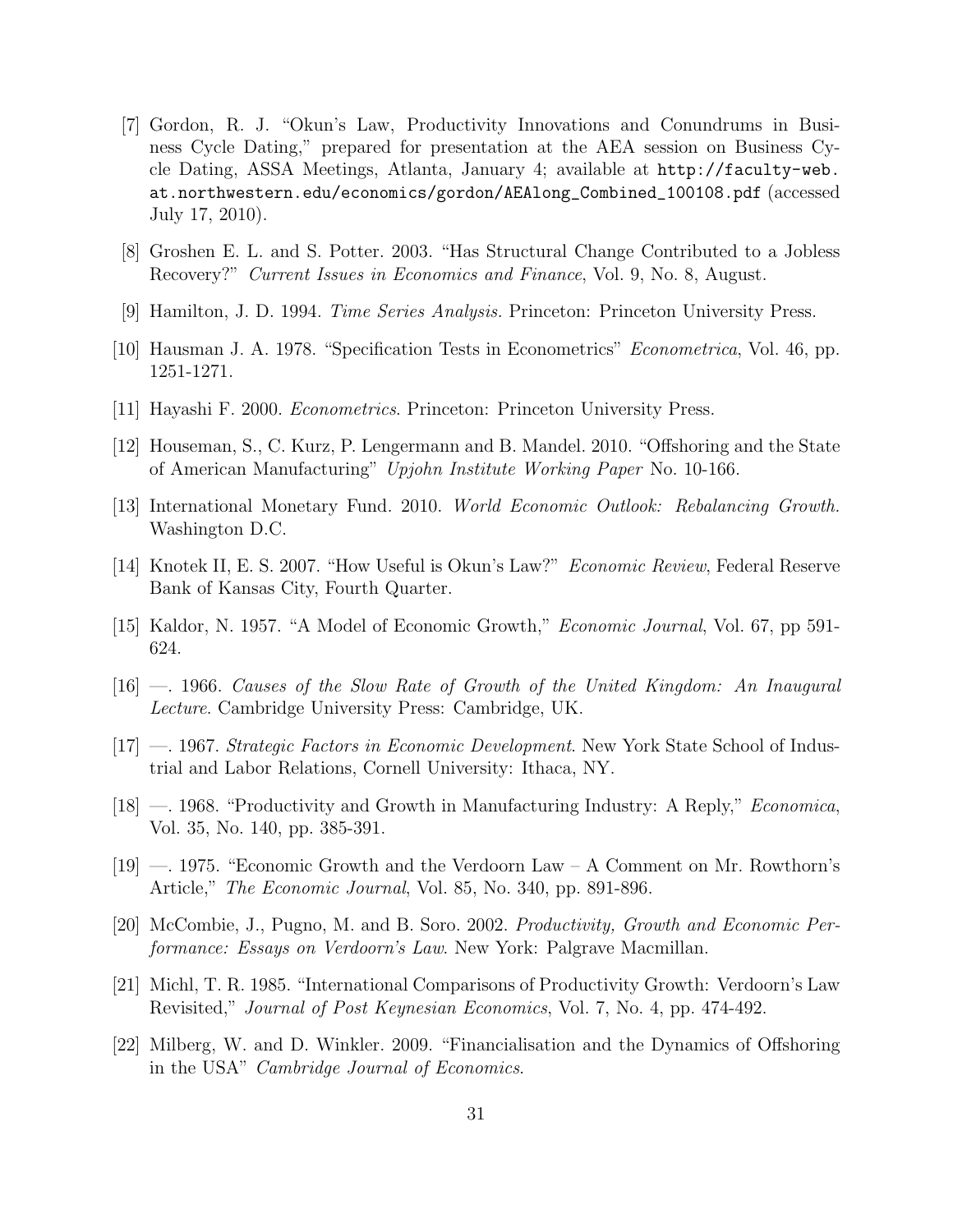[7] Gordon, R. J. "Okun's Law, Productivity Innovations and Conundrums in Business Cycle Dating," prepared for presentation at the AEA session on Business Cycle Dating, ASSA Meetings, Atlanta, January 4; available at `http://faculty-web.at.northwestern.edu/economics/gordon/AEAlong_Combined_100108.pdf` (accessed July 17, 2010).

[8] Groshen E. L. and S. Potter. 2003. "Has Structural Change Contributed to a Jobless Recovery?" *Current Issues in Economics and Finance*, Vol. 9, No. 8, August.

[9] Hamilton, J. D. 1994. *Time Series Analysis*. Princeton: Princeton University Press.

[10] Hausman J. A. 1978. "Specification Tests in Econometrics" *Econometrica*, Vol. 46, pp. 1251-1271.

[11] Hayashi F. 2000. *Econometrics*. Princeton: Princeton University Press.

[12] Houseman, S., C. Kurz, P. Lengermann and B. Mandel. 2010. "Offshoring and the State of American Manufacturing" *Upjohn Institute Working Paper* No. 10-166.

[13] International Monetary Fund. 2010. *World Economic Outlook: Rebalancing Growth.* Washington D.C.

[14] Knotek II, E. S. 2007. "How Useful is Okun's Law?" *Economic Review*, Federal Reserve Bank of Kansas City, Fourth Quarter.

[15] Kaldor, N. 1957. "A Model of Economic Growth," *Economic Journal*, Vol. 67, pp 591-624.

[16] —. 1966. *Causes of the Slow Rate of Growth of the United Kingdom: An Inaugural Lecture*. Cambridge University Press: Cambridge, UK.

[17] —. 1967. *Strategic Factors in Economic Development*. New York State School of Industrial and Labor Relations, Cornell University: Ithaca, NY.

[18] —. 1968. "Productivity and Growth in Manufacturing Industry: A Reply," *Economica*, Vol. 35, No. 140, pp. 385-391.

[19] —. 1975. "Economic Growth and the Verdoorn Law – A Comment on Mr. Rowthorn's Article," *The Economic Journal*, Vol. 85, No. 340, pp. 891-896.

[20] McCombie, J., Pugno, M. and B. Soro. 2002. *Productivity, Growth and Economic Performance: Essays on Verdoorn's Law*. New York: Palgrave Macmillan.

[21] Michl, T. R. 1985. "International Comparisons of Productivity Growth: Verdoorn's Law Revisited," *Journal of Post Keynesian Economics*, Vol. 7, No. 4, pp. 474-492.

[22] Milberg, W. and D. Winkler. 2009. "Financialisation and the Dynamics of Offshoring in the USA" *Cambridge Journal of Economics*.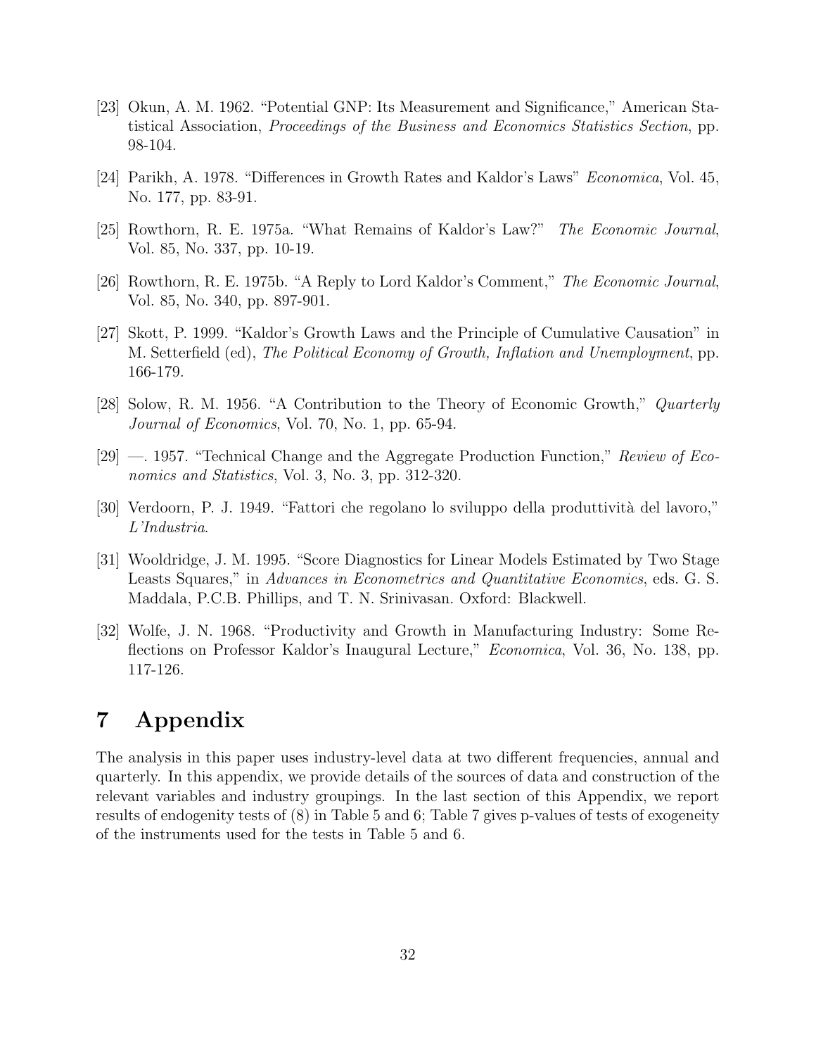[23] Okun, A. M. 1962. "Potential GNP: Its Measurement and Significance," American Statistical Association, *Proceedings of the Business and Economics Statistics Section*, pp. 98-104.

[24] Parikh, A. 1978. "Differences in Growth Rates and Kaldor's Laws" *Economica*, Vol. 45, No. 177, pp. 83-91.

[25] Rowthorn, R. E. 1975a. "What Remains of Kaldor's Law?" *The Economic Journal*, Vol. 85, No. 337, pp. 10-19.

[26] Rowthorn, R. E. 1975b. "A Reply to Lord Kaldor's Comment," *The Economic Journal*, Vol. 85, No. 340, pp. 897-901.

[27] Skott, P. 1999. "Kaldor's Growth Laws and the Principle of Cumulative Causation" in M. Setterfield (ed), *The Political Economy of Growth, Inflation and Unemployment*, pp. 166-179.

[28] Solow, R. M. 1956. "A Contribution to the Theory of Economic Growth," *Quarterly Journal of Economics*, Vol. 70, No. 1, pp. 65-94.

[29] —. 1957. "Technical Change and the Aggregate Production Function," *Review of Economics and Statistics*, Vol. 3, No. 3, pp. 312-320.

[30] Verdoorn, P. J. 1949. "Fattori che regolano lo sviluppo della produttività del lavoro," *L'Industria*.

[31] Wooldridge, J. M. 1995. "Score Diagnostics for Linear Models Estimated by Two Stage Leasts Squares," in *Advances in Econometrics and Quantitative Economics*, eds. G. S. Maddala, P.C.B. Phillips, and T. N. Srinivasan. Oxford: Blackwell.

[32] Wolfe, J. N. 1968. "Productivity and Growth in Manufacturing Industry: Some Reflections on Professor Kaldor's Inaugural Lecture," *Economica*, Vol. 36, No. 138, pp. 117-126.

# 7 Appendix

The analysis in this paper uses industry-level data at two different frequencies, annual and quarterly. In this appendix, we provide details of the sources of data and construction of the relevant variables and industry groupings. In the last section of this Appendix, we report results of endogenity tests of (8) in Table 5 and 6; Table 7 gives p-values of tests of exogeneity of the instruments used for the tests in Table 5 and 6.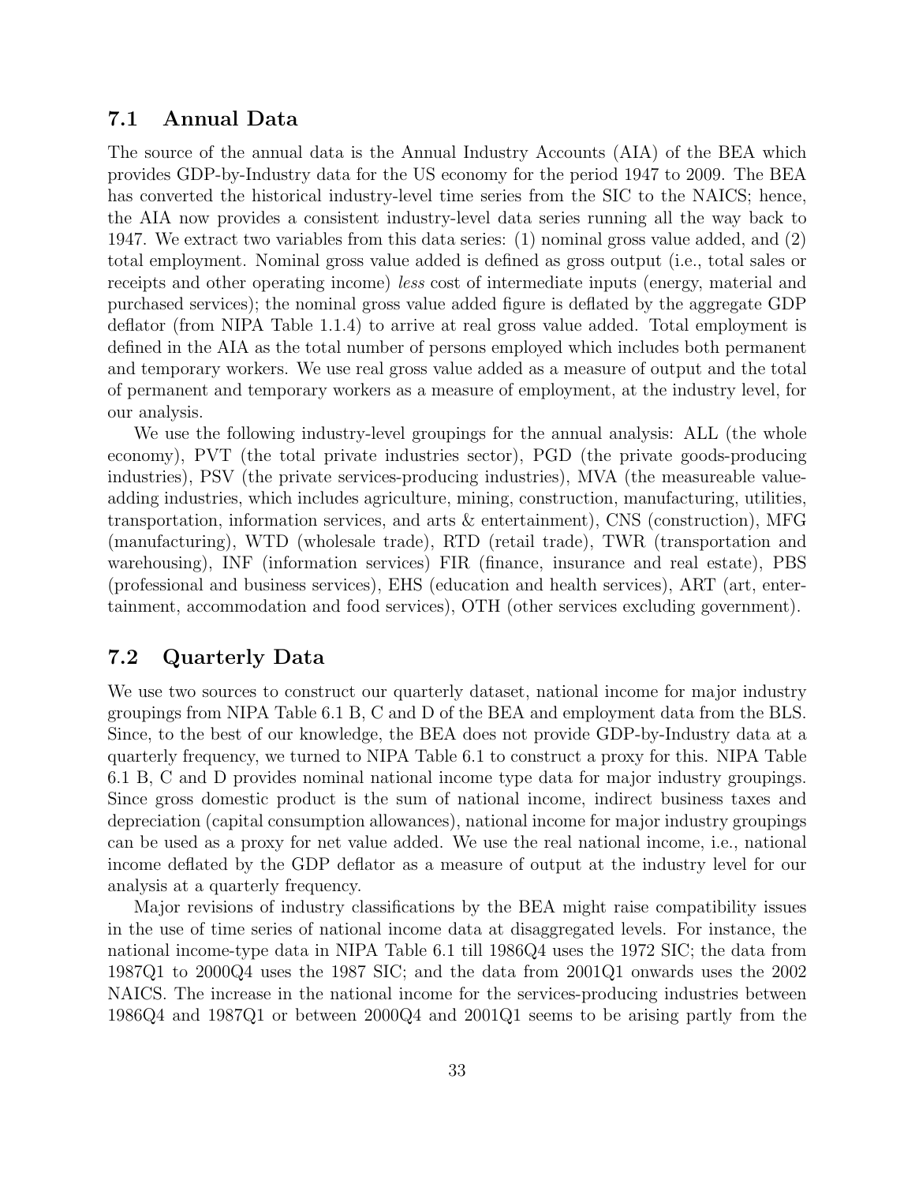## 7.1 Annual Data

The source of the annual data is the Annual Industry Accounts (AIA) of the BEA which provides GDP-by-Industry data for the US economy for the period 1947 to 2009. The BEA has converted the historical industry-level time series from the SIC to the NAICS; hence, the AIA now provides a consistent industry-level data series running all the way back to 1947. We extract two variables from this data series: (1) nominal gross value added, and (2) total employment. Nominal gross value added is defined as gross output (i.e., total sales or receipts and other operating income) *less* cost of intermediate inputs (energy, material and purchased services); the nominal gross value added figure is deflated by the aggregate GDP deflator (from NIPA Table 1.1.4) to arrive at real gross value added. Total employment is defined in the AIA as the total number of persons employed which includes both permanent and temporary workers. We use real gross value added as a measure of output and the total of permanent and temporary workers as a measure of employment, at the industry level, for our analysis.

We use the following industry-level groupings for the annual analysis: ALL (the whole economy), PVT (the total private industries sector), PGD (the private goods-producing industries), PSV (the private services-producing industries), MVA (the measureable value-adding industries, which includes agriculture, mining, construction, manufacturing, utilities, transportation, information services, and arts & entertainment), CNS (construction), MFG (manufacturing), WTD (wholesale trade), RTD (retail trade), TWR (transportation and warehousing), INF (information services) FIR (finance, insurance and real estate), PBS (professional and business services), EHS (education and health services), ART (art, entertainment, accommodation and food services), OTH (other services excluding government).

## 7.2 Quarterly Data

We use two sources to construct our quarterly dataset, national income for major industry groupings from NIPA Table 6.1 B, C and D of the BEA and employment data from the BLS. Since, to the best of our knowledge, the BEA does not provide GDP-by-Industry data at a quarterly frequency, we turned to NIPA Table 6.1 to construct a proxy for this. NIPA Table 6.1 B, C and D provides nominal national income type data for major industry groupings. Since gross domestic product is the sum of national income, indirect business taxes and depreciation (capital consumption allowances), national income for major industry groupings can be used as a proxy for net value added. We use the real national income, i.e., national income deflated by the GDP deflator as a measure of output at the industry level for our analysis at a quarterly frequency.

Major revisions of industry classifications by the BEA might raise compatibility issues in the use of time series of national income data at disaggregated levels. For instance, the national income-type data in NIPA Table 6.1 till 1986Q4 uses the 1972 SIC; the data from 1987Q1 to 2000Q4 uses the 1987 SIC; and the data from 2001Q1 onwards uses the 2002 NAICS. The increase in the national income for the services-producing industries between 1986Q4 and 1987Q1 or between 2000Q4 and 2001Q1 seems to be arising partly from the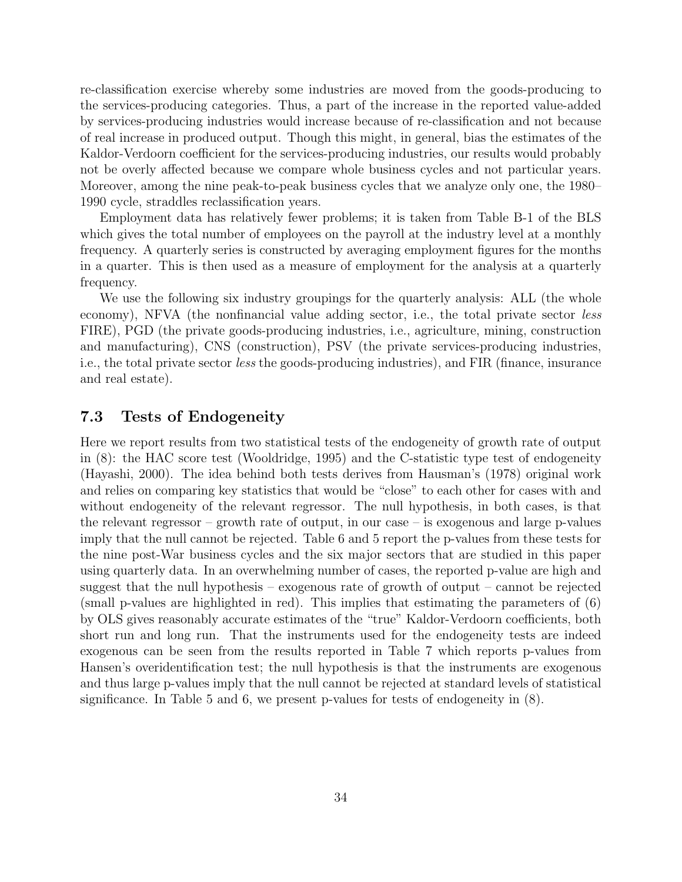re-classification exercise whereby some industries are moved from the goods-producing to the services-producing categories. Thus, a part of the increase in the reported value-added by services-producing industries would increase because of re-classification and not because of real increase in produced output. Though this might, in general, bias the estimates of the Kaldor-Verdoorn coefficient for the services-producing industries, our results would probably not be overly affected because we compare whole business cycles and not particular years. Moreover, among the nine peak-to-peak business cycles that we analyze only one, the 1980–1990 cycle, straddles reclassification years.

Employment data has relatively fewer problems; it is taken from Table B-1 of the BLS which gives the total number of employees on the payroll at the industry level at a monthly frequency. A quarterly series is constructed by averaging employment figures for the months in a quarter. This is then used as a measure of employment for the analysis at a quarterly frequency.

We use the following six industry groupings for the quarterly analysis: ALL (the whole economy), NFVA (the nonfinancial value adding sector, i.e., the total private sector *less* FIRE), PGD (the private goods-producing industries, i.e., agriculture, mining, construction and manufacturing), CNS (construction), PSV (the private services-producing industries, i.e., the total private sector *less* the goods-producing industries), and FIR (finance, insurance and real estate).

### 7.3 Tests of Endogeneity

Here we report results from two statistical tests of the endogeneity of growth rate of output in (8): the HAC score test (Wooldridge, 1995) and the C-statistic type test of endogeneity (Hayashi, 2000). The idea behind both tests derives from Hausman's (1978) original work and relies on comparing key statistics that would be "close" to each other for cases with and without endogeneity of the relevant regressor. The null hypothesis, in both cases, is that the relevant regressor – growth rate of output, in our case – is exogenous and large p-values imply that the null cannot be rejected. Table 6 and 5 report the p-values from these tests for the nine post-War business cycles and the six major sectors that are studied in this paper using quarterly data. In an overwhelming number of cases, the reported p-value are high and suggest that the null hypothesis – exogenous rate of growth of output – cannot be rejected (small p-values are highlighted in red). This implies that estimating the parameters of (6) by OLS gives reasonably accurate estimates of the "true" Kaldor-Verdoorn coefficients, both short run and long run. That the instruments used for the endogeneity tests are indeed exogenous can be seen from the results reported in Table 7 which reports p-values from Hansen's overidentification test; the null hypothesis is that the instruments are exogenous and thus large p-values imply that the null cannot be rejected at standard levels of statistical significance. In Table 5 and 6, we present p-values for tests of endogeneity in (8).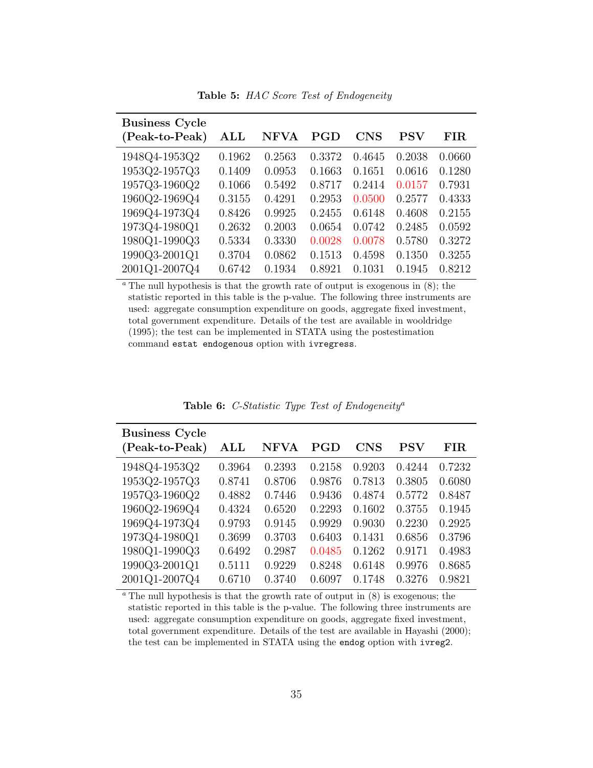**Table 5:** *HAC Score Test of Endogeneity*

| Business Cycle (Peak-to-Peak) | ALL | NFVA | PGD | CNS | PSV | FIR |
|---|---|---|---|---|---|---|
| 1948Q4-1953Q2 | 0.1962 | 0.2563 | 0.3372 | 0.4645 | 0.2038 | 0.0660 |
| 1953Q2-1957Q3 | 0.1409 | 0.0953 | 0.1663 | 0.1651 | 0.0616 | 0.1280 |
| 1957Q3-1960Q2 | 0.1066 | 0.5492 | 0.8717 | 0.2414 | 0.0157 | 0.7931 |
| 1960Q2-1969Q4 | 0.3155 | 0.4291 | 0.2953 | 0.0500 | 0.2577 | 0.4333 |
| 1969Q4-1973Q4 | 0.8426 | 0.9925 | 0.2455 | 0.6148 | 0.4608 | 0.2155 |
| 1973Q4-1980Q1 | 0.2632 | 0.2003 | 0.0654 | 0.0742 | 0.2485 | 0.0592 |
| 1980Q1-1990Q3 | 0.5334 | 0.3330 | 0.0028 | 0.0078 | 0.5780 | 0.3272 |
| 1990Q3-2001Q1 | 0.3704 | 0.0862 | 0.1513 | 0.4598 | 0.1350 | 0.3255 |
| 2001Q1-2007Q4 | 0.6742 | 0.1934 | 0.8921 | 0.1031 | 0.1945 | 0.8212 |

[a] The null hypothesis is that the growth rate of output is exogenous in (8); the statistic reported in this table is the p-value. The following three instruments are used: aggregate consumption expenditure on goods, aggregate fixed investment, total government expenditure. Details of the test are available in wooldridge (1995); the test can be implemented in STATA using the postestimation command `estat endogenous` option with `ivregress`.

**Table 6:** *C-Statistic Type Test of Endogeneity*[a]

| Business Cycle (Peak-to-Peak) | ALL | NFVA | PGD | CNS | PSV | FIR |
|---|---|---|---|---|---|---|
| 1948Q4-1953Q2 | 0.3964 | 0.2393 | 0.2158 | 0.9203 | 0.4244 | 0.7232 |
| 1953Q2-1957Q3 | 0.8741 | 0.8706 | 0.9876 | 0.7813 | 0.3805 | 0.6080 |
| 1957Q3-1960Q2 | 0.4882 | 0.7446 | 0.9436 | 0.4874 | 0.5772 | 0.8487 |
| 1960Q2-1969Q4 | 0.4324 | 0.6520 | 0.2293 | 0.1602 | 0.3755 | 0.1945 |
| 1969Q4-1973Q4 | 0.9793 | 0.9145 | 0.9929 | 0.9030 | 0.2230 | 0.2925 |
| 1973Q4-1980Q1 | 0.3699 | 0.3703 | 0.6403 | 0.1431 | 0.6856 | 0.3796 |
| 1980Q1-1990Q3 | 0.6492 | 0.2987 | 0.0485 | 0.1262 | 0.9171 | 0.4983 |
| 1990Q3-2001Q1 | 0.5111 | 0.9229 | 0.8248 | 0.6148 | 0.9976 | 0.8685 |
| 2001Q1-2007Q4 | 0.6710 | 0.3740 | 0.6097 | 0.1748 | 0.3276 | 0.9821 |

[a] The null hypothesis is that the growth rate of output in (8) is exogenous; the statistic reported in this table is the p-value. The following three instruments are used: aggregate consumption expenditure on goods, aggregate fixed investment, total government expenditure. Details of the test are available in Hayashi (2000); the test can be implemented in STATA using the `endog` option with `ivreg2`.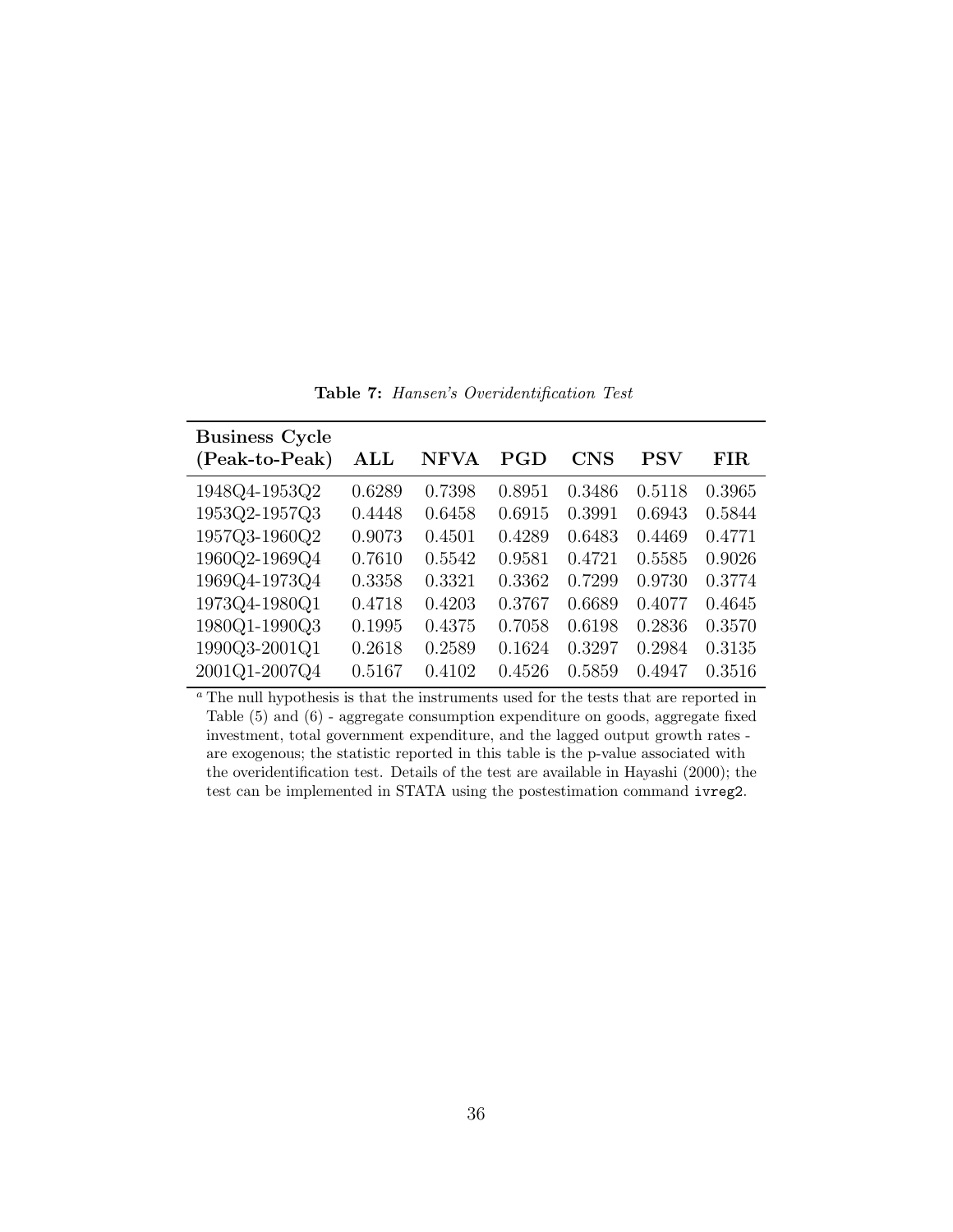**Table 7:** *Hansen's Overidentification Test*

| Business Cycle (Peak-to-Peak) | ALL | NFVA | PGD | CNS | PSV | FIR |
|---|---|---|---|---|---|---|
| 1948Q4-1953Q2 | 0.6289 | 0.7398 | 0.8951 | 0.3486 | 0.5118 | 0.3965 |
| 1953Q2-1957Q3 | 0.4448 | 0.6458 | 0.6915 | 0.3991 | 0.6943 | 0.5844 |
| 1957Q3-1960Q2 | 0.9073 | 0.4501 | 0.4289 | 0.6483 | 0.4469 | 0.4771 |
| 1960Q2-1969Q4 | 0.7610 | 0.5542 | 0.9581 | 0.4721 | 0.5585 | 0.9026 |
| 1969Q4-1973Q4 | 0.3358 | 0.3321 | 0.3362 | 0.7299 | 0.9730 | 0.3774 |
| 1973Q4-1980Q1 | 0.4718 | 0.4203 | 0.3767 | 0.6689 | 0.4077 | 0.4645 |
| 1980Q1-1990Q3 | 0.1995 | 0.4375 | 0.7058 | 0.6198 | 0.2836 | 0.3570 |
| 1990Q3-2001Q1 | 0.2618 | 0.2589 | 0.1624 | 0.3297 | 0.2984 | 0.3135 |
| 2001Q1-2007Q4 | 0.5167 | 0.4102 | 0.4526 | 0.5859 | 0.4947 | 0.3516 |

[a] The null hypothesis is that the instruments used for the tests that are reported in Table (5) and (6) - aggregate consumption expenditure on goods, aggregate fixed investment, total government expenditure, and the lagged output growth rates - are exogenous; the statistic reported in this table is the p-value associated with the overidentification test. Details of the test are available in Hayashi (2000); the test can be implemented in STATA using the postestimation command `ivreg2`.